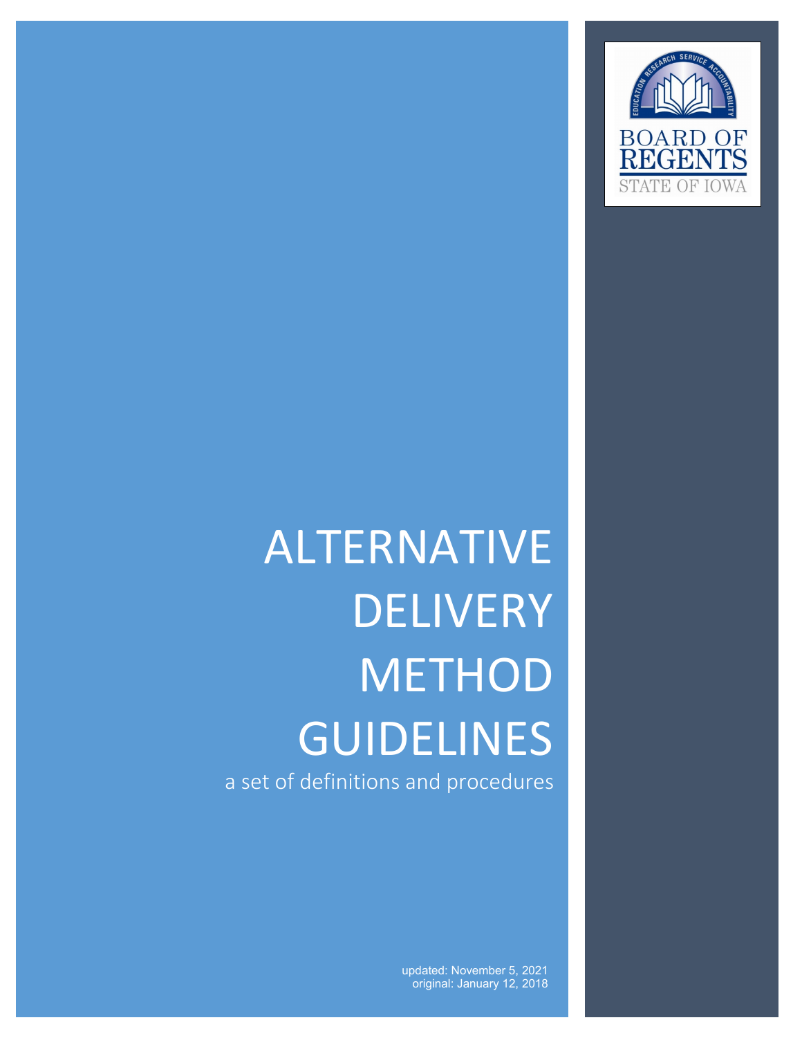BOARD OF REGENTS
STATE OF IOWA

# ALTERNATIVE DELIVERY METHOD GUIDELINES

a set of definitions and procedures

updated: November 5, 2021
original: January 12, 2018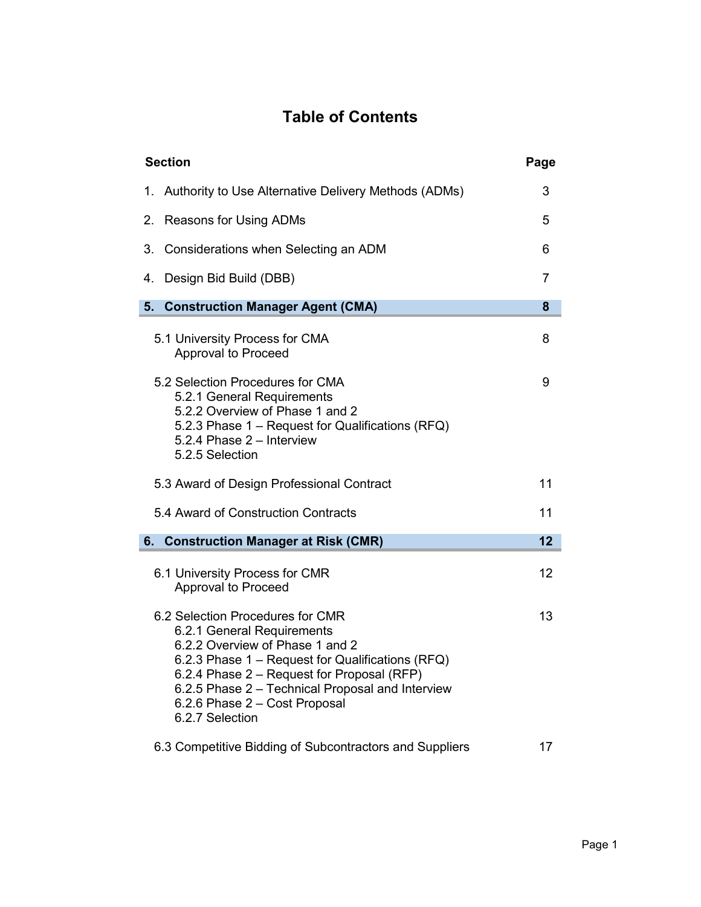# Table of Contents

| Section | Page |
|---|---|
| 1. Authority to Use Alternative Delivery Methods (ADMs) | 3 |
| 2. Reasons for Using ADMs | 5 |
| 3. Considerations when Selecting an ADM | 6 |
| 4. Design Bid Build (DBB) | 7 |
| **5. Construction Manager Agent (CMA)** | **8** |
| 5.1 University Process for CMA Approval to Proceed | 8 |
| 5.2 Selection Procedures for CMA<br>5.2.1 General Requirements<br>5.2.2 Overview of Phase 1 and 2<br>5.2.3 Phase 1 – Request for Qualifications (RFQ)<br>5.2.4 Phase 2 – Interview<br>5.2.5 Selection | 9 |
| 5.3 Award of Design Professional Contract | 11 |
| 5.4 Award of Construction Contracts | 11 |
| **6. Construction Manager at Risk (CMR)** | **12** |
| 6.1 University Process for CMR Approval to Proceed | 12 |
| 6.2 Selection Procedures for CMR<br>6.2.1 General Requirements<br>6.2.2 Overview of Phase 1 and 2<br>6.2.3 Phase 1 – Request for Qualifications (RFQ)<br>6.2.4 Phase 2 – Request for Proposal (RFP)<br>6.2.5 Phase 2 – Technical Proposal and Interview<br>6.2.6 Phase 2 – Cost Proposal<br>6.2.7 Selection | 13 |
| 6.3 Competitive Bidding of Subcontractors and Suppliers | 17 |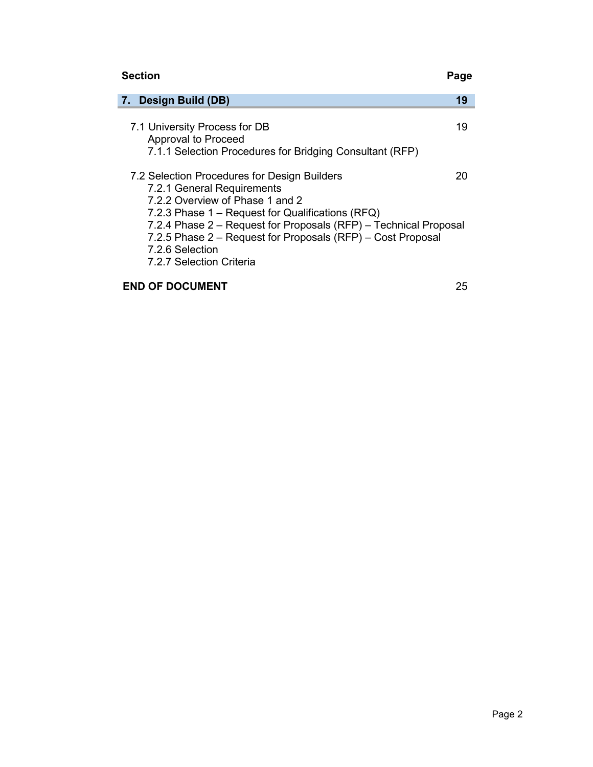| Section | Page |
| --- | --- |
| **7. Design Build (DB)** | **19** |
| 7.1 University Process for DB | 19 |
| Approval to Proceed | |
| 7.1.1 Selection Procedures for Bridging Consultant (RFP) | |
| 7.2 Selection Procedures for Design Builders | 20 |
| 7.2.1 General Requirements | |
| 7.2.2 Overview of Phase 1 and 2 | |
| 7.2.3 Phase 1 – Request for Qualifications (RFQ) | |
| 7.2.4 Phase 2 – Request for Proposals (RFP) – Technical Proposal | |
| 7.2.5 Phase 2 – Request for Proposals (RFP) – Cost Proposal | |
| 7.2.6 Selection | |
| 7.2.7 Selection Criteria | |
| **END OF DOCUMENT** | 25 |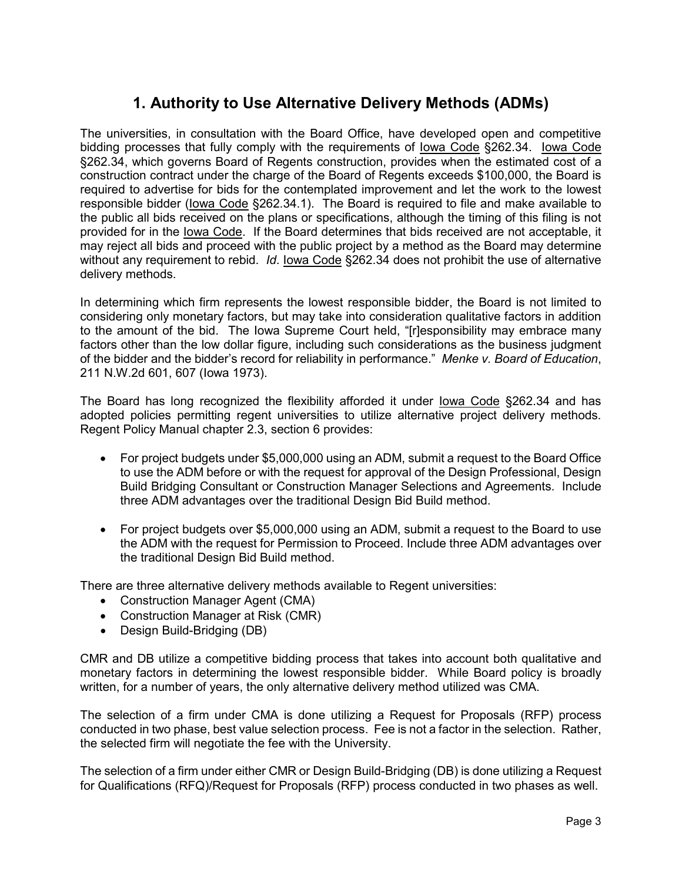# 1. Authority to Use Alternative Delivery Methods (ADMs)

The universities, in consultation with the Board Office, have developed open and competitive bidding processes that fully comply with the requirements of Iowa Code §262.34. Iowa Code §262.34, which governs Board of Regents construction, provides when the estimated cost of a construction contract under the charge of the Board of Regents exceeds $100,000, the Board is required to advertise for bids for the contemplated improvement and let the work to the lowest responsible bidder (Iowa Code §262.34.1). The Board is required to file and make available to the public all bids received on the plans or specifications, although the timing of this filing is not provided for in the Iowa Code. If the Board determines that bids received are not acceptable, it may reject all bids and proceed with the public project by a method as the Board may determine without any requirement to rebid. *Id*. Iowa Code §262.34 does not prohibit the use of alternative delivery methods.

In determining which firm represents the lowest responsible bidder, the Board is not limited to considering only monetary factors, but may take into consideration qualitative factors in addition to the amount of the bid. The Iowa Supreme Court held, "[r]esponsibility may embrace many factors other than the low dollar figure, including such considerations as the business judgment of the bidder and the bidder's record for reliability in performance." *Menke v. Board of Education*, 211 N.W.2d 601, 607 (Iowa 1973).

The Board has long recognized the flexibility afforded it under Iowa Code §262.34 and has adopted policies permitting regent universities to utilize alternative project delivery methods. Regent Policy Manual chapter 2.3, section 6 provides:

- For project budgets under $5,000,000 using an ADM, submit a request to the Board Office to use the ADM before or with the request for approval of the Design Professional, Design Build Bridging Consultant or Construction Manager Selections and Agreements. Include three ADM advantages over the traditional Design Bid Build method.
- For project budgets over $5,000,000 using an ADM, submit a request to the Board to use the ADM with the request for Permission to Proceed. Include three ADM advantages over the traditional Design Bid Build method.

There are three alternative delivery methods available to Regent universities:

- Construction Manager Agent (CMA)
- Construction Manager at Risk (CMR)
- Design Build-Bridging (DB)

CMR and DB utilize a competitive bidding process that takes into account both qualitative and monetary factors in determining the lowest responsible bidder. While Board policy is broadly written, for a number of years, the only alternative delivery method utilized was CMA.

The selection of a firm under CMA is done utilizing a Request for Proposals (RFP) process conducted in two phase, best value selection process. Fee is not a factor in the selection. Rather, the selected firm will negotiate the fee with the University.

The selection of a firm under either CMR or Design Build-Bridging (DB) is done utilizing a Request for Qualifications (RFQ)/Request for Proposals (RFP) process conducted in two phases as well.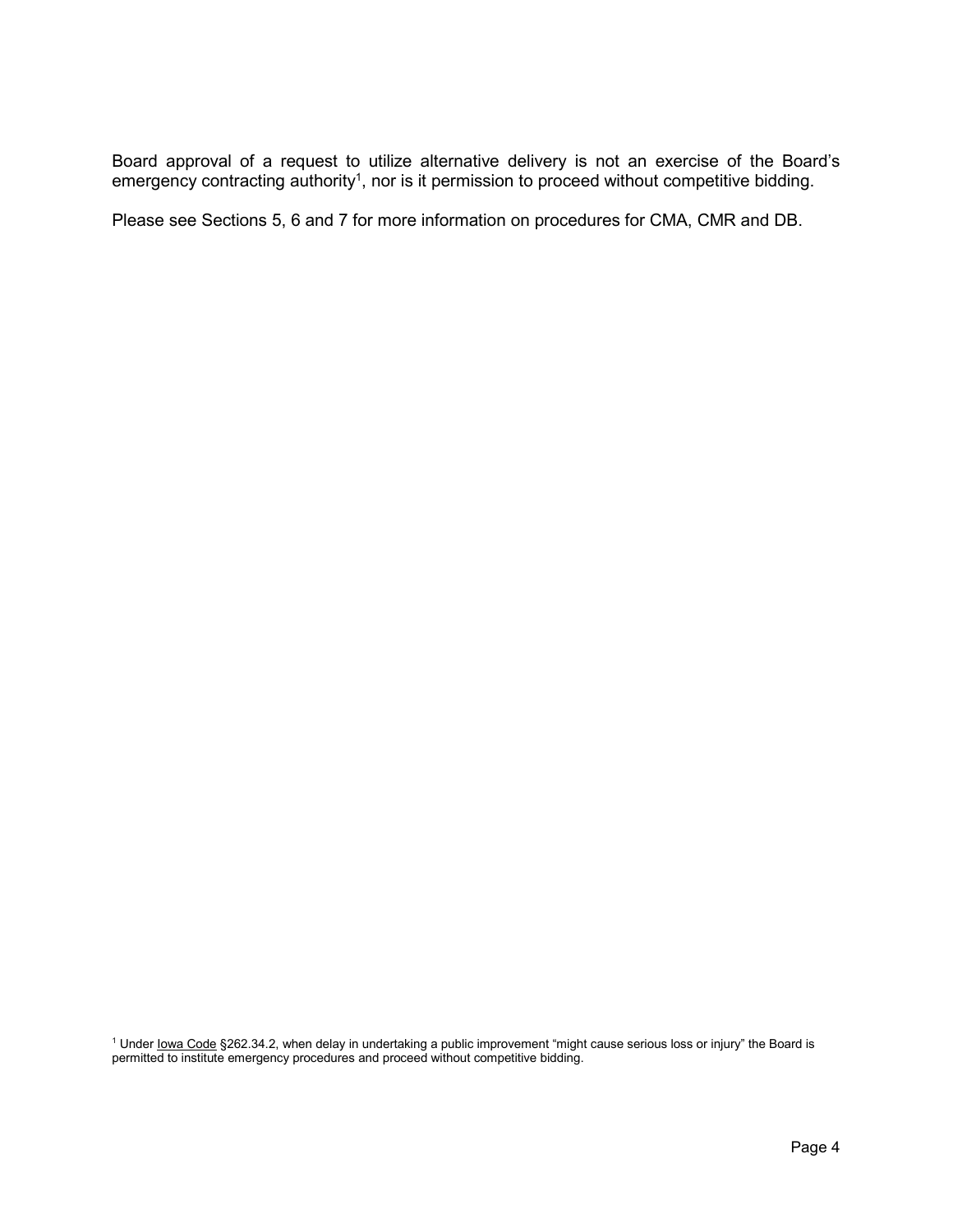Board approval of a request to utilize alternative delivery is not an exercise of the Board's emergency contracting authority[1], nor is it permission to proceed without competitive bidding.

Please see Sections 5, 6 and 7 for more information on procedures for CMA, CMR and DB.

[1] Under Iowa Code §262.34.2, when delay in undertaking a public improvement "might cause serious loss or injury" the Board is permitted to institute emergency procedures and proceed without competitive bidding.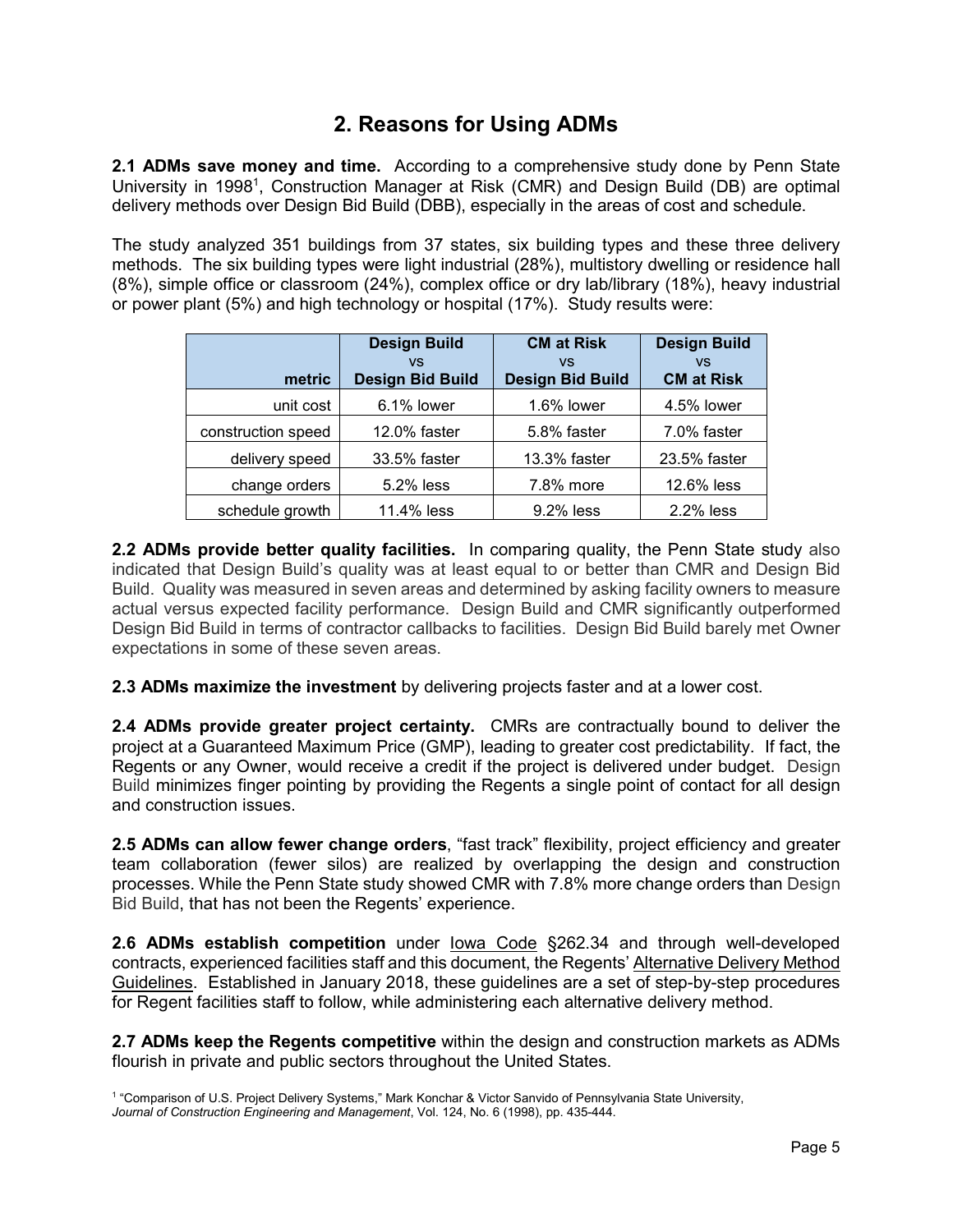## 2. Reasons for Using ADMs

**2.1 ADMs save money and time.** According to a comprehensive study done by Penn State University in 1998[1], Construction Manager at Risk (CMR) and Design Build (DB) are optimal delivery methods over Design Bid Build (DBB), especially in the areas of cost and schedule.

The study analyzed 351 buildings from 37 states, six building types and these three delivery methods. The six building types were light industrial (28%), multistory dwelling or residence hall (8%), simple office or classroom (24%), complex office or dry lab/library (18%), heavy industrial or power plant (5%) and high technology or hospital (17%). Study results were:

| metric | Design Build vs Design Bid Build | CM at Risk vs Design Bid Build | Design Build vs CM at Risk |
|---|---|---|---|
| unit cost | 6.1% lower | 1.6% lower | 4.5% lower |
| construction speed | 12.0% faster | 5.8% faster | 7.0% faster |
| delivery speed | 33.5% faster | 13.3% faster | 23.5% faster |
| change orders | 5.2% less | 7.8% more | 12.6% less |
| schedule growth | 11.4% less | 9.2% less | 2.2% less |

**2.2 ADMs provide better quality facilities.** In comparing quality, the Penn State study also indicated that Design Build's quality was at least equal to or better than CMR and Design Bid Build. Quality was measured in seven areas and determined by asking facility owners to measure actual versus expected facility performance. Design Build and CMR significantly outperformed Design Bid Build in terms of contractor callbacks to facilities. Design Bid Build barely met Owner expectations in some of these seven areas.

**2.3 ADMs maximize the investment** by delivering projects faster and at a lower cost.

**2.4 ADMs provide greater project certainty.** CMRs are contractually bound to deliver the project at a Guaranteed Maximum Price (GMP), leading to greater cost predictability. If fact, the Regents or any Owner, would receive a credit if the project is delivered under budget. Design Build minimizes finger pointing by providing the Regents a single point of contact for all design and construction issues.

**2.5 ADMs can allow fewer change orders**, "fast track" flexibility, project efficiency and greater team collaboration (fewer silos) are realized by overlapping the design and construction processes. While the Penn State study showed CMR with 7.8% more change orders than Design Bid Build, that has not been the Regents' experience.

**2.6 ADMs establish competition** under Iowa Code §262.34 and through well-developed contracts, experienced facilities staff and this document, the Regents' Alternative Delivery Method Guidelines. Established in January 2018, these guidelines are a set of step-by-step procedures for Regent facilities staff to follow, while administering each alternative delivery method.

**2.7 ADMs keep the Regents competitive** within the design and construction markets as ADMs flourish in private and public sectors throughout the United States.

[1] "Comparison of U.S. Project Delivery Systems," Mark Konchar & Victor Sanvido of Pennsylvania State University, *Journal of Construction Engineering and Management*, Vol. 124, No. 6 (1998), pp. 435-444.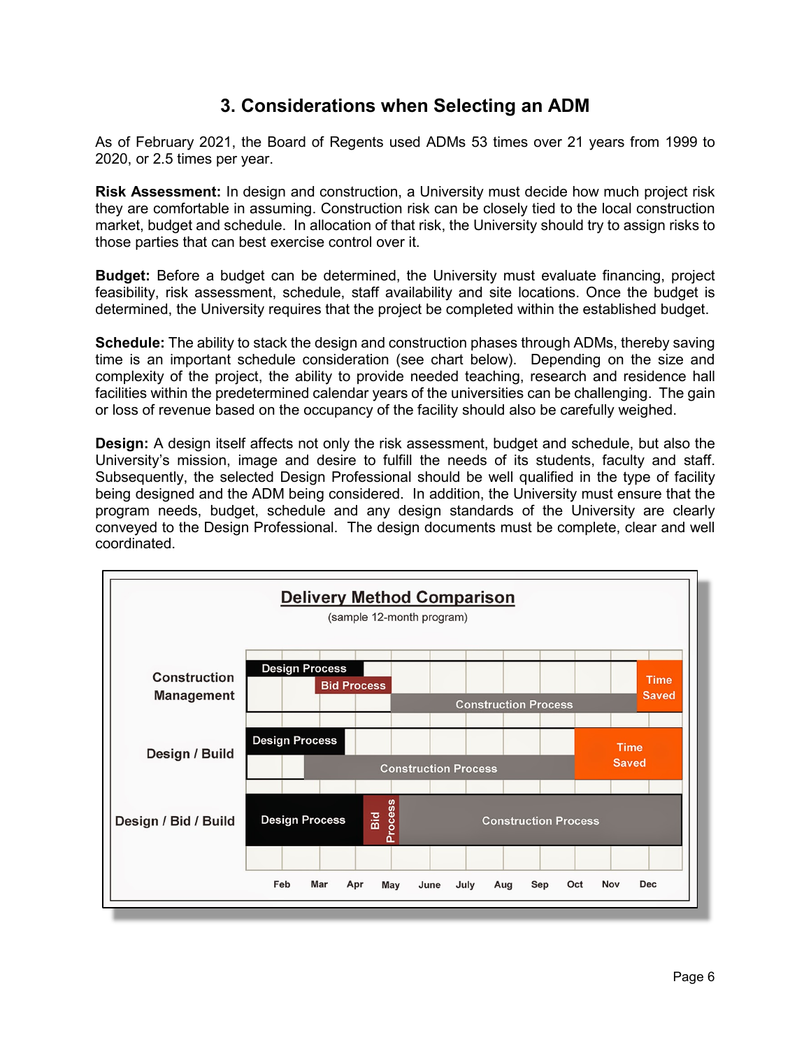## 3. Considerations when Selecting an ADM

As of February 2021, the Board of Regents used ADMs 53 times over 21 years from 1999 to 2020, or 2.5 times per year.

**Risk Assessment:** In design and construction, a University must decide how much project risk they are comfortable in assuming. Construction risk can be closely tied to the local construction market, budget and schedule. In allocation of that risk, the University should try to assign risks to those parties that can best exercise control over it.

**Budget:** Before a budget can be determined, the University must evaluate financing, project feasibility, risk assessment, schedule, staff availability and site locations. Once the budget is determined, the University requires that the project be completed within the established budget.

**Schedule:** The ability to stack the design and construction phases through ADMs, thereby saving time is an important schedule consideration (see chart below). Depending on the size and complexity of the project, the ability to provide needed teaching, research and residence hall facilities within the predetermined calendar years of the universities can be challenging. The gain or loss of revenue based on the occupancy of the facility should also be carefully weighed.

**Design:** A design itself affects not only the risk assessment, budget and schedule, but also the University's mission, image and desire to fulfill the needs of its students, faculty and staff. Subsequently, the selected Design Professional should be well qualified in the type of facility being designed and the ADM being considered. In addition, the University must ensure that the program needs, budget, schedule and any design standards of the University are clearly conveyed to the Design Professional. The design documents must be complete, clear and well coordinated.

**Delivery Method Comparison**

(sample 12-month program)

- **Construction Management:** Design Process; Bid Process; Construction Process; Time Saved
- **Design / Build:** Design Process; Construction Process; Time Saved
- **Design / Bid / Build:** Design Process; Bid Process; Construction Process

Feb | Mar | Apr | May | June | July | Aug | Sep | Oct | Nov | Dec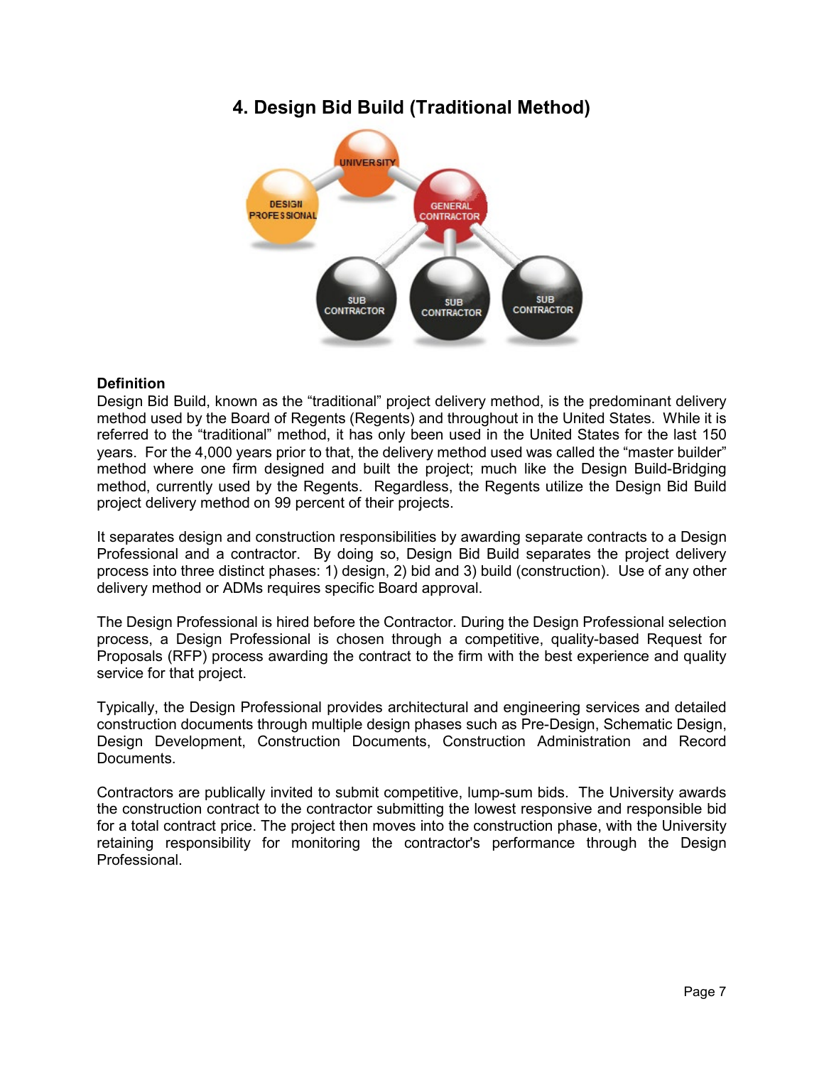# 4. Design Bid Build (Traditional Method)

**Definition**

Design Bid Build, known as the "traditional" project delivery method, is the predominant delivery method used by the Board of Regents (Regents) and throughout in the United States. While it is referred to the "traditional" method, it has only been used in the United States for the last 150 years. For the 4,000 years prior to that, the delivery method used was called the "master builder" method where one firm designed and built the project; much like the Design Build-Bridging method, currently used by the Regents. Regardless, the Regents utilize the Design Bid Build project delivery method on 99 percent of their projects.

It separates design and construction responsibilities by awarding separate contracts to a Design Professional and a contractor. By doing so, Design Bid Build separates the project delivery process into three distinct phases: 1) design, 2) bid and 3) build (construction). Use of any other delivery method or ADMs requires specific Board approval.

The Design Professional is hired before the Contractor. During the Design Professional selection process, a Design Professional is chosen through a competitive, quality-based Request for Proposals (RFP) process awarding the contract to the firm with the best experience and quality service for that project.

Typically, the Design Professional provides architectural and engineering services and detailed construction documents through multiple design phases such as Pre-Design, Schematic Design, Design Development, Construction Documents, Construction Administration and Record Documents.

Contractors are publically invited to submit competitive, lump-sum bids. The University awards the construction contract to the contractor submitting the lowest responsive and responsible bid for a total contract price. The project then moves into the construction phase, with the University retaining responsibility for monitoring the contractor's performance through the Design Professional.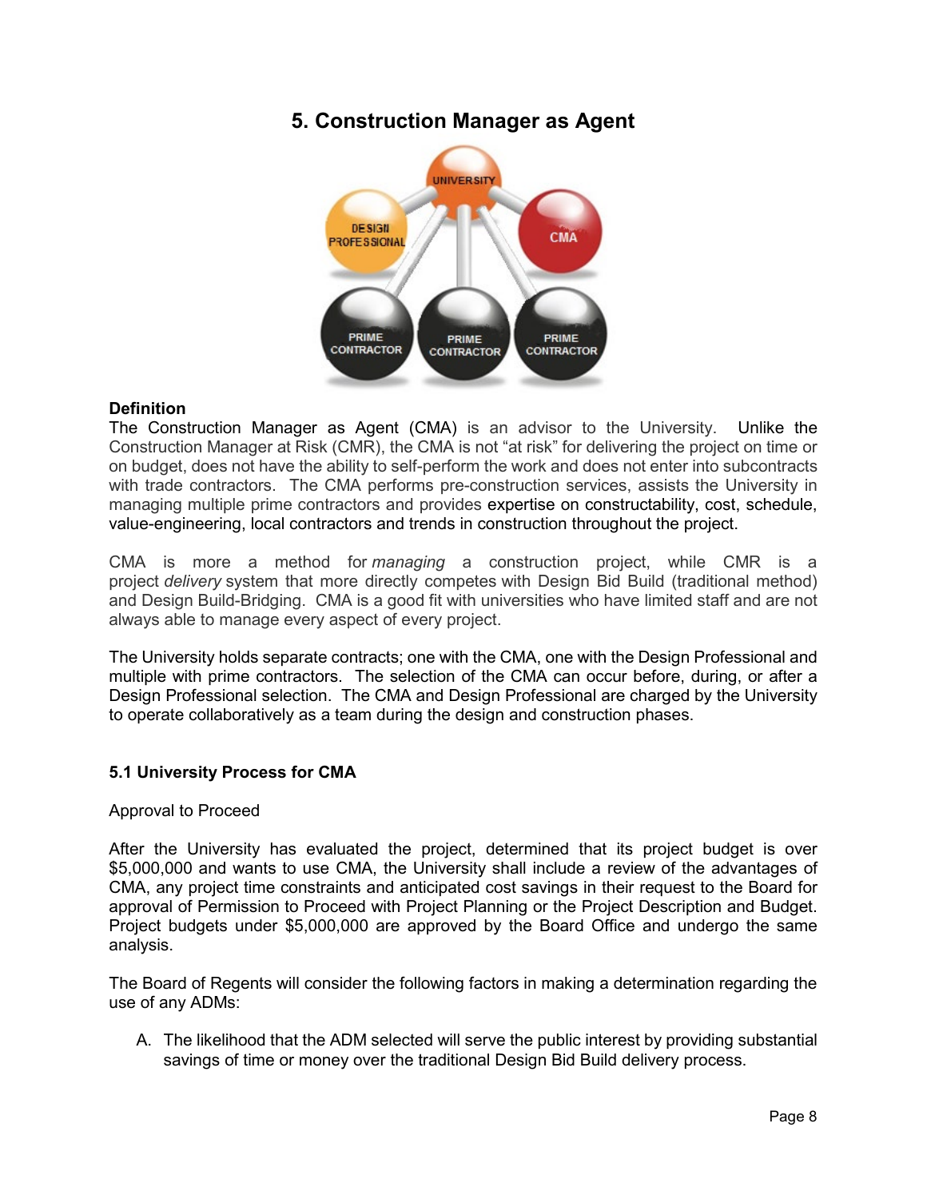## 5. Construction Manager as Agent

### Definition

The Construction Manager as Agent (CMA) is an advisor to the University. Unlike the Construction Manager at Risk (CMR), the CMA is not "at risk" for delivering the project on time or on budget, does not have the ability to self-perform the work and does not enter into subcontracts with trade contractors. The CMA performs pre-construction services, assists the University in managing multiple prime contractors and provides expertise on constructability, cost, schedule, value-engineering, local contractors and trends in construction throughout the project.

CMA is more a method for *managing* a construction project, while CMR is a project *delivery* system that more directly competes with Design Bid Build (traditional method) and Design Build-Bridging. CMA is a good fit with universities who have limited staff and are not always able to manage every aspect of every project.

The University holds separate contracts; one with the CMA, one with the Design Professional and multiple with prime contractors. The selection of the CMA can occur before, during, or after a Design Professional selection. The CMA and Design Professional are charged by the University to operate collaboratively as a team during the design and construction phases.

### 5.1 University Process for CMA

Approval to Proceed

After the University has evaluated the project, determined that its project budget is over $5,000,000 and wants to use CMA, the University shall include a review of the advantages of CMA, any project time constraints and anticipated cost savings in their request to the Board for approval of Permission to Proceed with Project Planning or the Project Description and Budget. Project budgets under $5,000,000 are approved by the Board Office and undergo the same analysis.

The Board of Regents will consider the following factors in making a determination regarding the use of any ADMs:

A. The likelihood that the ADM selected will serve the public interest by providing substantial savings of time or money over the traditional Design Bid Build delivery process.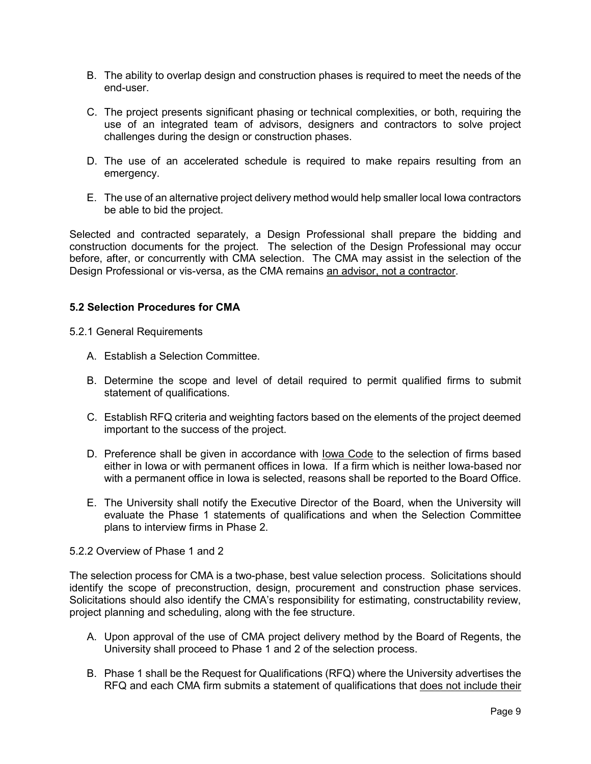B. The ability to overlap design and construction phases is required to meet the needs of the end-user.

C. The project presents significant phasing or technical complexities, or both, requiring the use of an integrated team of advisors, designers and contractors to solve project challenges during the design or construction phases.

D. The use of an accelerated schedule is required to make repairs resulting from an emergency.

E. The use of an alternative project delivery method would help smaller local Iowa contractors be able to bid the project.

Selected and contracted separately, a Design Professional shall prepare the bidding and construction documents for the project. The selection of the Design Professional may occur before, after, or concurrently with CMA selection. The CMA may assist in the selection of the Design Professional or vis-versa, as the CMA remains <u>an advisor, not a contractor</u>.

### 5.2 Selection Procedures for CMA

5.2.1 General Requirements

A. Establish a Selection Committee.

B. Determine the scope and level of detail required to permit qualified firms to submit statement of qualifications.

C. Establish RFQ criteria and weighting factors based on the elements of the project deemed important to the success of the project.

D. Preference shall be given in accordance with <u>Iowa Code</u> to the selection of firms based either in Iowa or with permanent offices in Iowa. If a firm which is neither Iowa-based nor with a permanent office in Iowa is selected, reasons shall be reported to the Board Office.

E. The University shall notify the Executive Director of the Board, when the University will evaluate the Phase 1 statements of qualifications and when the Selection Committee plans to interview firms in Phase 2.

5.2.2 Overview of Phase 1 and 2

The selection process for CMA is a two-phase, best value selection process. Solicitations should identify the scope of preconstruction, design, procurement and construction phase services. Solicitations should also identify the CMA's responsibility for estimating, constructability review, project planning and scheduling, along with the fee structure.

A. Upon approval of the use of CMA project delivery method by the Board of Regents, the University shall proceed to Phase 1 and 2 of the selection process.

B. Phase 1 shall be the Request for Qualifications (RFQ) where the University advertises the RFQ and each CMA firm submits a statement of qualifications that <u>does not include their</u>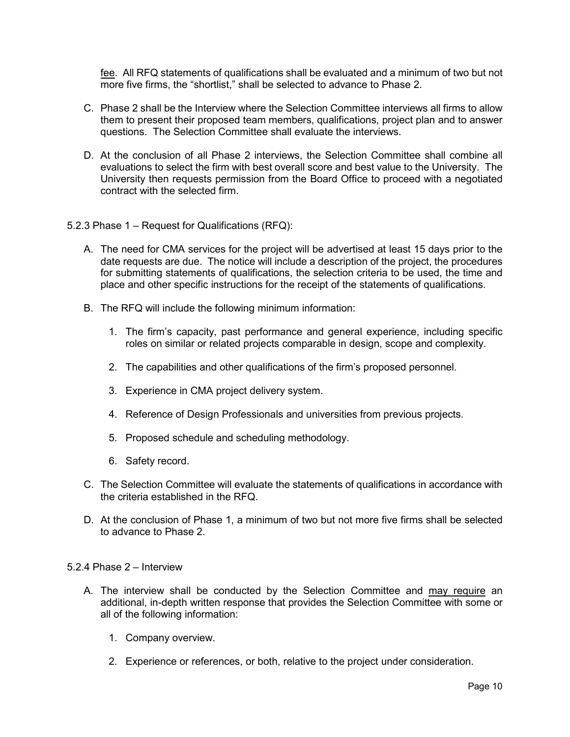fee. All RFQ statements of qualifications shall be evaluated and a minimum of two but not more five firms, the "shortlist," shall be selected to advance to Phase 2.

C. Phase 2 shall be the Interview where the Selection Committee interviews all firms to allow them to present their proposed team members, qualifications, project plan and to answer questions. The Selection Committee shall evaluate the interviews.

D. At the conclusion of all Phase 2 interviews, the Selection Committee shall combine all evaluations to select the firm with best overall score and best value to the University. The University then requests permission from the Board Office to proceed with a negotiated contract with the selected firm.

5.2.3 Phase 1 – Request for Qualifications (RFQ):

A. The need for CMA services for the project will be advertised at least 15 days prior to the date requests are due. The notice will include a description of the project, the procedures for submitting statements of qualifications, the selection criteria to be used, the time and place and other specific instructions for the receipt of the statements of qualifications.

B. The RFQ will include the following minimum information:

   1. The firm's capacity, past performance and general experience, including specific roles on similar or related projects comparable in design, scope and complexity.

   2. The capabilities and other qualifications of the firm's proposed personnel.

   3. Experience in CMA project delivery system.

   4. Reference of Design Professionals and universities from previous projects.

   5. Proposed schedule and scheduling methodology.

   6. Safety record.

C. The Selection Committee will evaluate the statements of qualifications in accordance with the criteria established in the RFQ.

D. At the conclusion of Phase 1, a minimum of two but not more five firms shall be selected to advance to Phase 2.

5.2.4 Phase 2 – Interview

A. The interview shall be conducted by the Selection Committee and may require an additional, in-depth written response that provides the Selection Committee with some or all of the following information:

   1. Company overview.

   2. Experience or references, or both, relative to the project under consideration.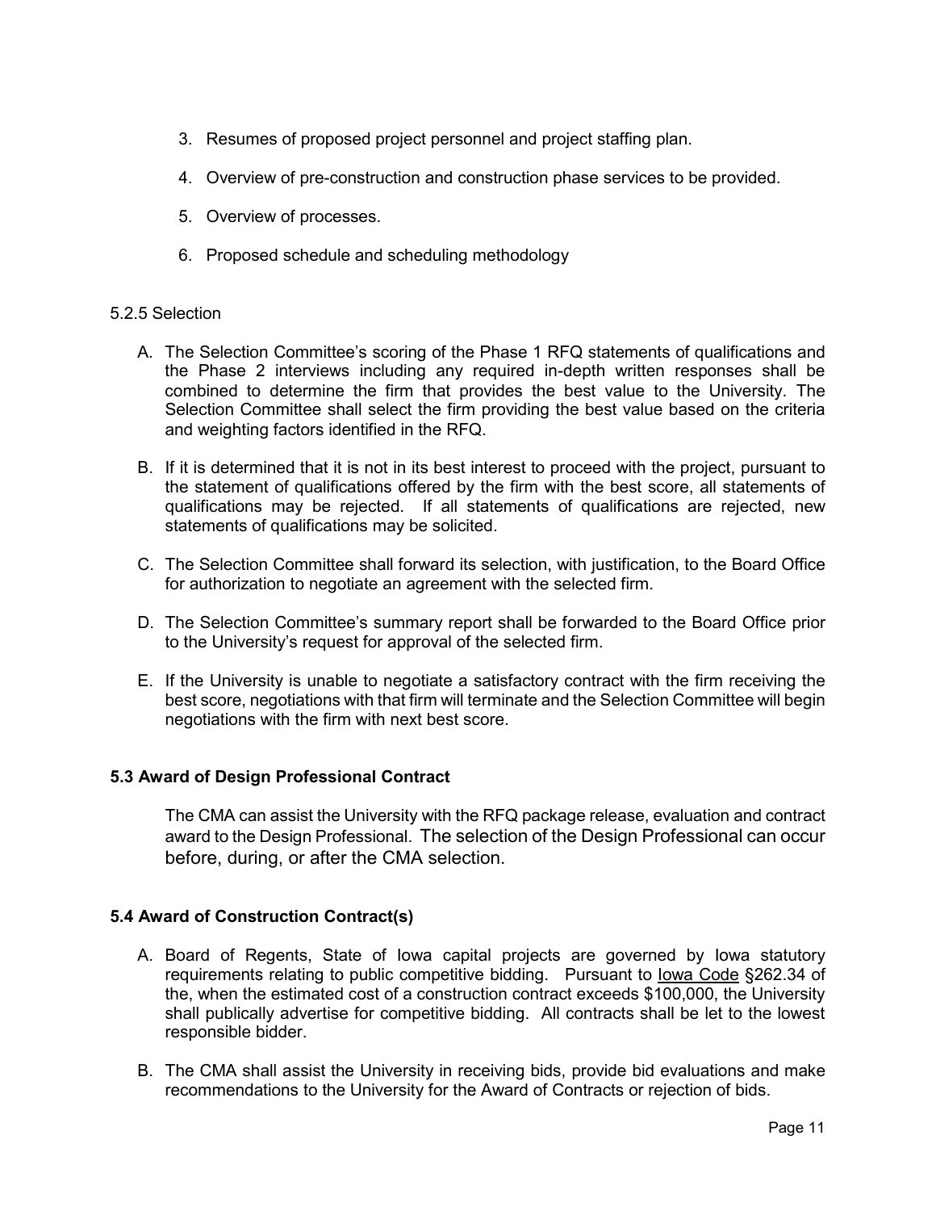3. Resumes of proposed project personnel and project staffing plan.

4. Overview of pre-construction and construction phase services to be provided.

5. Overview of processes.

6. Proposed schedule and scheduling methodology

5.2.5 Selection

A. The Selection Committee's scoring of the Phase 1 RFQ statements of qualifications and the Phase 2 interviews including any required in-depth written responses shall be combined to determine the firm that provides the best value to the University. The Selection Committee shall select the firm providing the best value based on the criteria and weighting factors identified in the RFQ.

B. If it is determined that it is not in its best interest to proceed with the project, pursuant to the statement of qualifications offered by the firm with the best score, all statements of qualifications may be rejected. If all statements of qualifications are rejected, new statements of qualifications may be solicited.

C. The Selection Committee shall forward its selection, with justification, to the Board Office for authorization to negotiate an agreement with the selected firm.

D. The Selection Committee's summary report shall be forwarded to the Board Office prior to the University's request for approval of the selected firm.

E. If the University is unable to negotiate a satisfactory contract with the firm receiving the best score, negotiations with that firm will terminate and the Selection Committee will begin negotiations with the firm with next best score.

### 5.3 Award of Design Professional Contract

The CMA can assist the University with the RFQ package release, evaluation and contract award to the Design Professional. The selection of the Design Professional can occur before, during, or after the CMA selection.

### 5.4 Award of Construction Contract(s)

A. Board of Regents, State of Iowa capital projects are governed by Iowa statutory requirements relating to public competitive bidding. Pursuant to Iowa Code §262.34 of the, when the estimated cost of a construction contract exceeds $100,000, the University shall publically advertise for competitive bidding. All contracts shall be let to the lowest responsible bidder.

B. The CMA shall assist the University in receiving bids, provide bid evaluations and make recommendations to the University for the Award of Contracts or rejection of bids.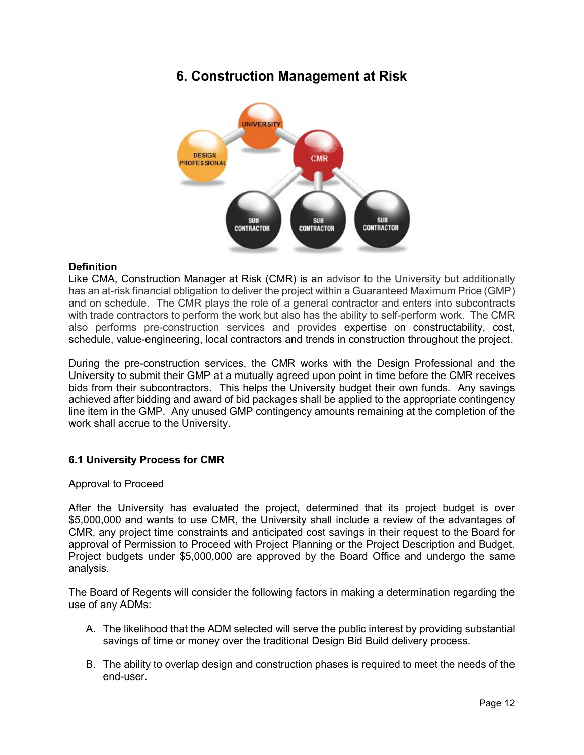# 6. Construction Management at Risk

**Definition**

Like CMA, Construction Manager at Risk (CMR) is an advisor to the University but additionally has an at-risk financial obligation to deliver the project within a Guaranteed Maximum Price (GMP) and on schedule. The CMR plays the role of a general contractor and enters into subcontracts with trade contractors to perform the work but also has the ability to self-perform work. The CMR also performs pre-construction services and provides expertise on constructability, cost, schedule, value-engineering, local contractors and trends in construction throughout the project.

During the pre-construction services, the CMR works with the Design Professional and the University to submit their GMP at a mutually agreed upon point in time before the CMR receives bids from their subcontractors. This helps the University budget their own funds. Any savings achieved after bidding and award of bid packages shall be applied to the appropriate contingency line item in the GMP. Any unused GMP contingency amounts remaining at the completion of the work shall accrue to the University.

### 6.1 University Process for CMR

Approval to Proceed

After the University has evaluated the project, determined that its project budget is over $5,000,000 and wants to use CMR, the University shall include a review of the advantages of CMR, any project time constraints and anticipated cost savings in their request to the Board for approval of Permission to Proceed with Project Planning or the Project Description and Budget. Project budgets under $5,000,000 are approved by the Board Office and undergo the same analysis.

The Board of Regents will consider the following factors in making a determination regarding the use of any ADMs:

A. The likelihood that the ADM selected will serve the public interest by providing substantial savings of time or money over the traditional Design Bid Build delivery process.

B. The ability to overlap design and construction phases is required to meet the needs of the end-user.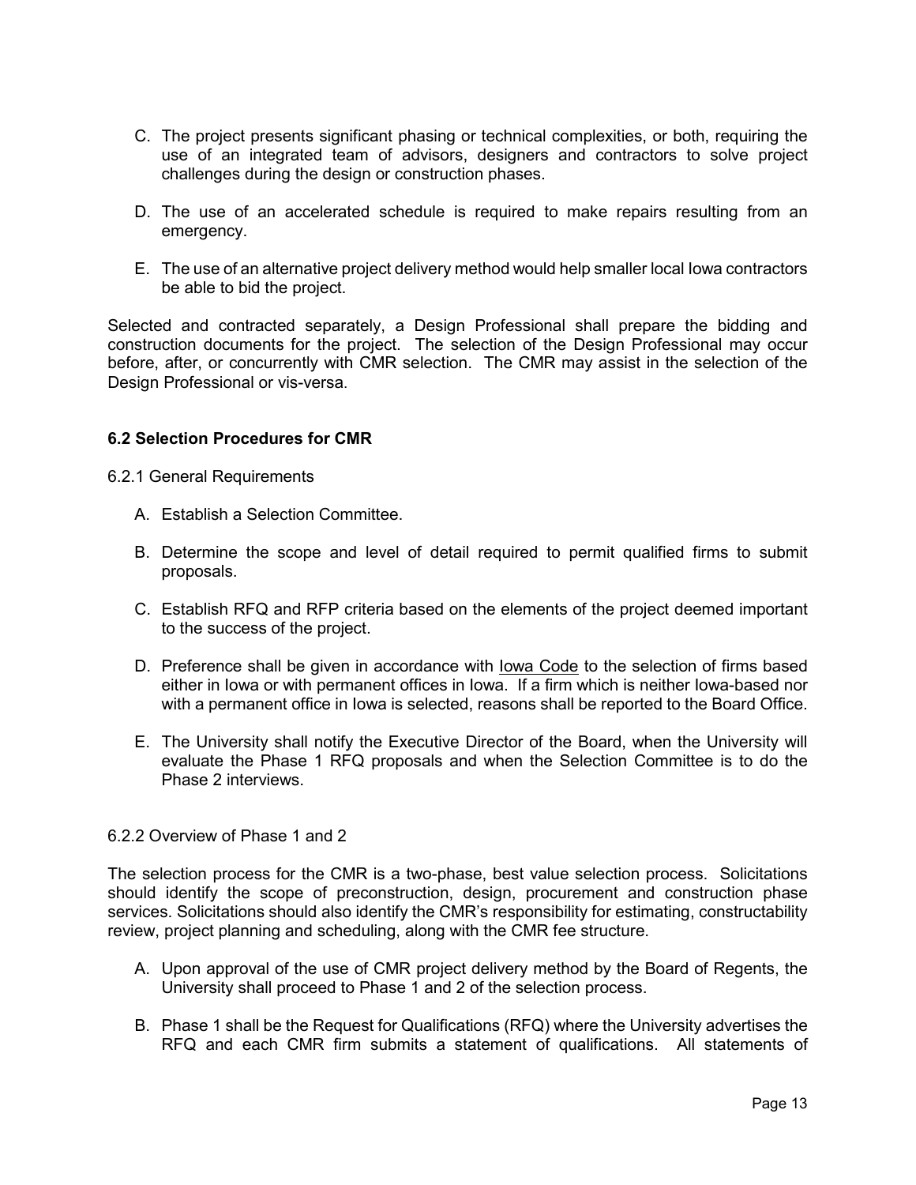C. The project presents significant phasing or technical complexities, or both, requiring the use of an integrated team of advisors, designers and contractors to solve project challenges during the design or construction phases.

D. The use of an accelerated schedule is required to make repairs resulting from an emergency.

E. The use of an alternative project delivery method would help smaller local Iowa contractors be able to bid the project.

Selected and contracted separately, a Design Professional shall prepare the bidding and construction documents for the project. The selection of the Design Professional may occur before, after, or concurrently with CMR selection. The CMR may assist in the selection of the Design Professional or vis-versa.

### 6.2 Selection Procedures for CMR

6.2.1 General Requirements

A. Establish a Selection Committee.

B. Determine the scope and level of detail required to permit qualified firms to submit proposals.

C. Establish RFQ and RFP criteria based on the elements of the project deemed important to the success of the project.

D. Preference shall be given in accordance with Iowa Code to the selection of firms based either in Iowa or with permanent offices in Iowa. If a firm which is neither Iowa-based nor with a permanent office in Iowa is selected, reasons shall be reported to the Board Office.

E. The University shall notify the Executive Director of the Board, when the University will evaluate the Phase 1 RFQ proposals and when the Selection Committee is to do the Phase 2 interviews.

6.2.2 Overview of Phase 1 and 2

The selection process for the CMR is a two-phase, best value selection process. Solicitations should identify the scope of preconstruction, design, procurement and construction phase services. Solicitations should also identify the CMR's responsibility for estimating, constructability review, project planning and scheduling, along with the CMR fee structure.

A. Upon approval of the use of CMR project delivery method by the Board of Regents, the University shall proceed to Phase 1 and 2 of the selection process.

B. Phase 1 shall be the Request for Qualifications (RFQ) where the University advertises the RFQ and each CMR firm submits a statement of qualifications. All statements of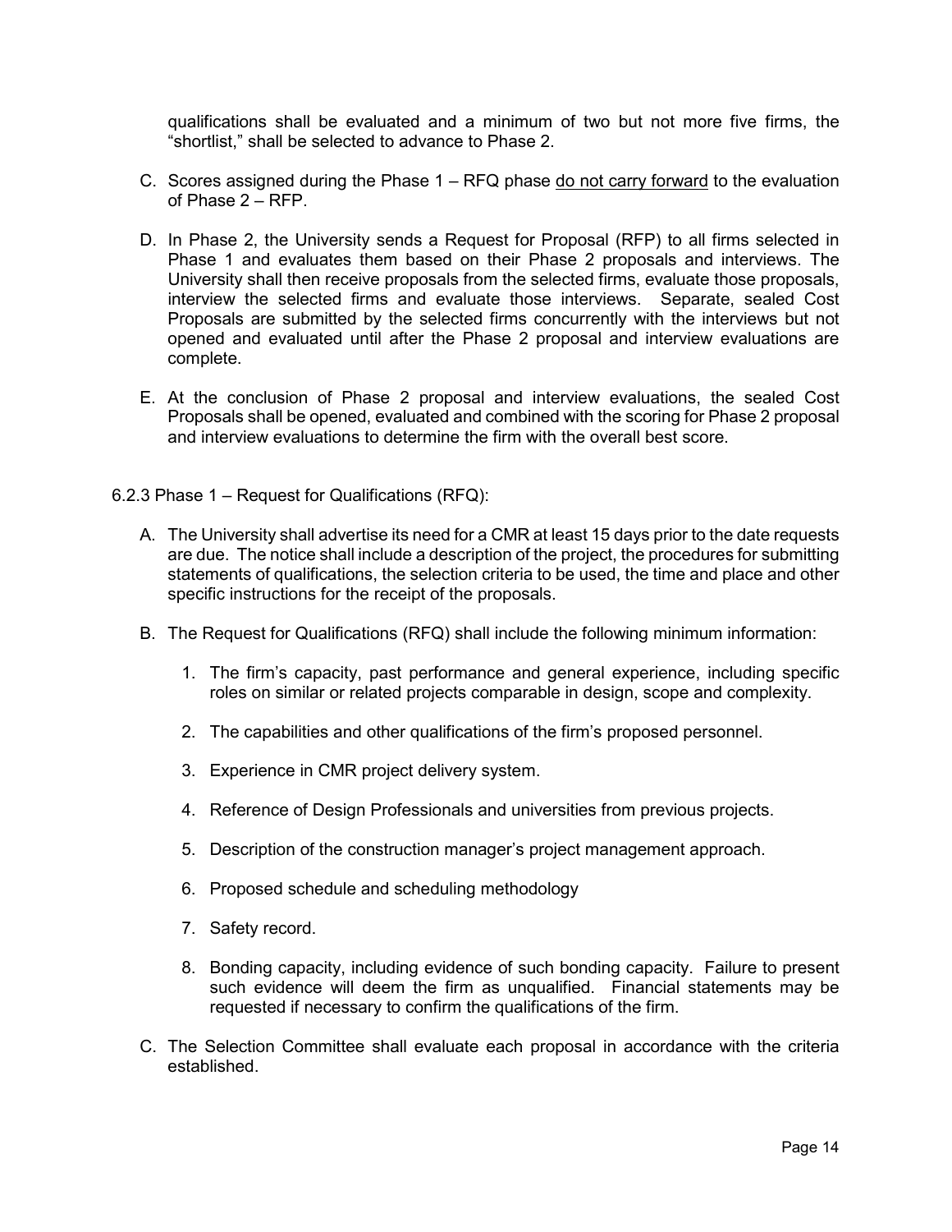qualifications shall be evaluated and a minimum of two but not more five firms, the "shortlist," shall be selected to advance to Phase 2.

C. Scores assigned during the Phase 1 – RFQ phase <u>do not carry forward</u> to the evaluation of Phase 2 – RFP.

D. In Phase 2, the University sends a Request for Proposal (RFP) to all firms selected in Phase 1 and evaluates them based on their Phase 2 proposals and interviews. The University shall then receive proposals from the selected firms, evaluate those proposals, interview the selected firms and evaluate those interviews. Separate, sealed Cost Proposals are submitted by the selected firms concurrently with the interviews but not opened and evaluated until after the Phase 2 proposal and interview evaluations are complete.

E. At the conclusion of Phase 2 proposal and interview evaluations, the sealed Cost Proposals shall be opened, evaluated and combined with the scoring for Phase 2 proposal and interview evaluations to determine the firm with the overall best score.

6.2.3 Phase 1 – Request for Qualifications (RFQ):

A. The University shall advertise its need for a CMR at least 15 days prior to the date requests are due. The notice shall include a description of the project, the procedures for submitting statements of qualifications, the selection criteria to be used, the time and place and other specific instructions for the receipt of the proposals.

B. The Request for Qualifications (RFQ) shall include the following minimum information:

1. The firm's capacity, past performance and general experience, including specific roles on similar or related projects comparable in design, scope and complexity.

2. The capabilities and other qualifications of the firm's proposed personnel.

3. Experience in CMR project delivery system.

4. Reference of Design Professionals and universities from previous projects.

5. Description of the construction manager's project management approach.

6. Proposed schedule and scheduling methodology

7. Safety record.

8. Bonding capacity, including evidence of such bonding capacity. Failure to present such evidence will deem the firm as unqualified. Financial statements may be requested if necessary to confirm the qualifications of the firm.

C. The Selection Committee shall evaluate each proposal in accordance with the criteria established.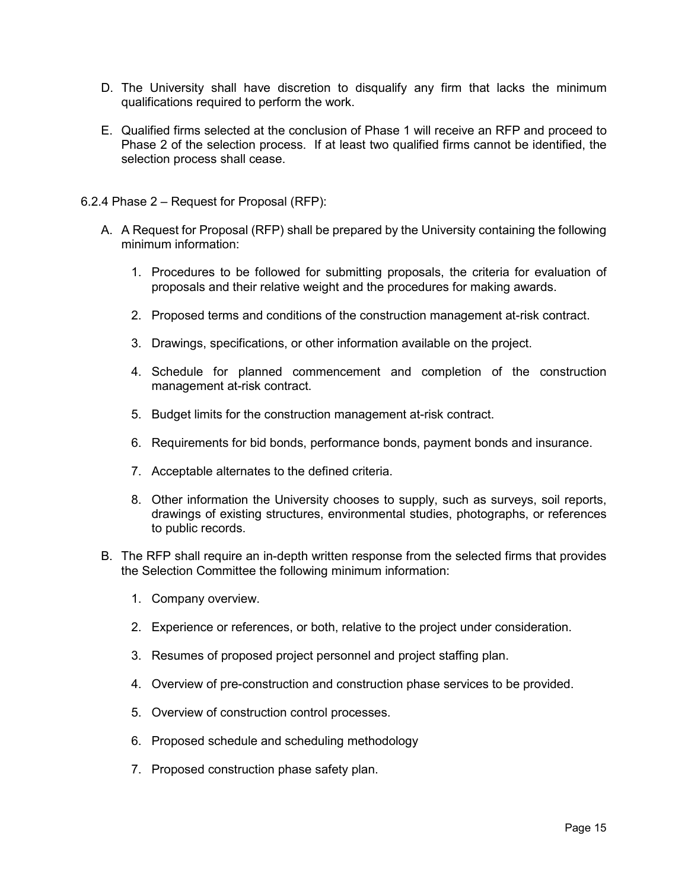D. The University shall have discretion to disqualify any firm that lacks the minimum qualifications required to perform the work.

E. Qualified firms selected at the conclusion of Phase 1 will receive an RFP and proceed to Phase 2 of the selection process. If at least two qualified firms cannot be identified, the selection process shall cease.

6.2.4 Phase 2 – Request for Proposal (RFP):

A. A Request for Proposal (RFP) shall be prepared by the University containing the following minimum information:

   1. Procedures to be followed for submitting proposals, the criteria for evaluation of proposals and their relative weight and the procedures for making awards.

   2. Proposed terms and conditions of the construction management at-risk contract.

   3. Drawings, specifications, or other information available on the project.

   4. Schedule for planned commencement and completion of the construction management at-risk contract.

   5. Budget limits for the construction management at-risk contract.

   6. Requirements for bid bonds, performance bonds, payment bonds and insurance.

   7. Acceptable alternates to the defined criteria.

   8. Other information the University chooses to supply, such as surveys, soil reports, drawings of existing structures, environmental studies, photographs, or references to public records.

B. The RFP shall require an in-depth written response from the selected firms that provides the Selection Committee the following minimum information:

   1. Company overview.

   2. Experience or references, or both, relative to the project under consideration.

   3. Resumes of proposed project personnel and project staffing plan.

   4. Overview of pre-construction and construction phase services to be provided.

   5. Overview of construction control processes.

   6. Proposed schedule and scheduling methodology

   7. Proposed construction phase safety plan.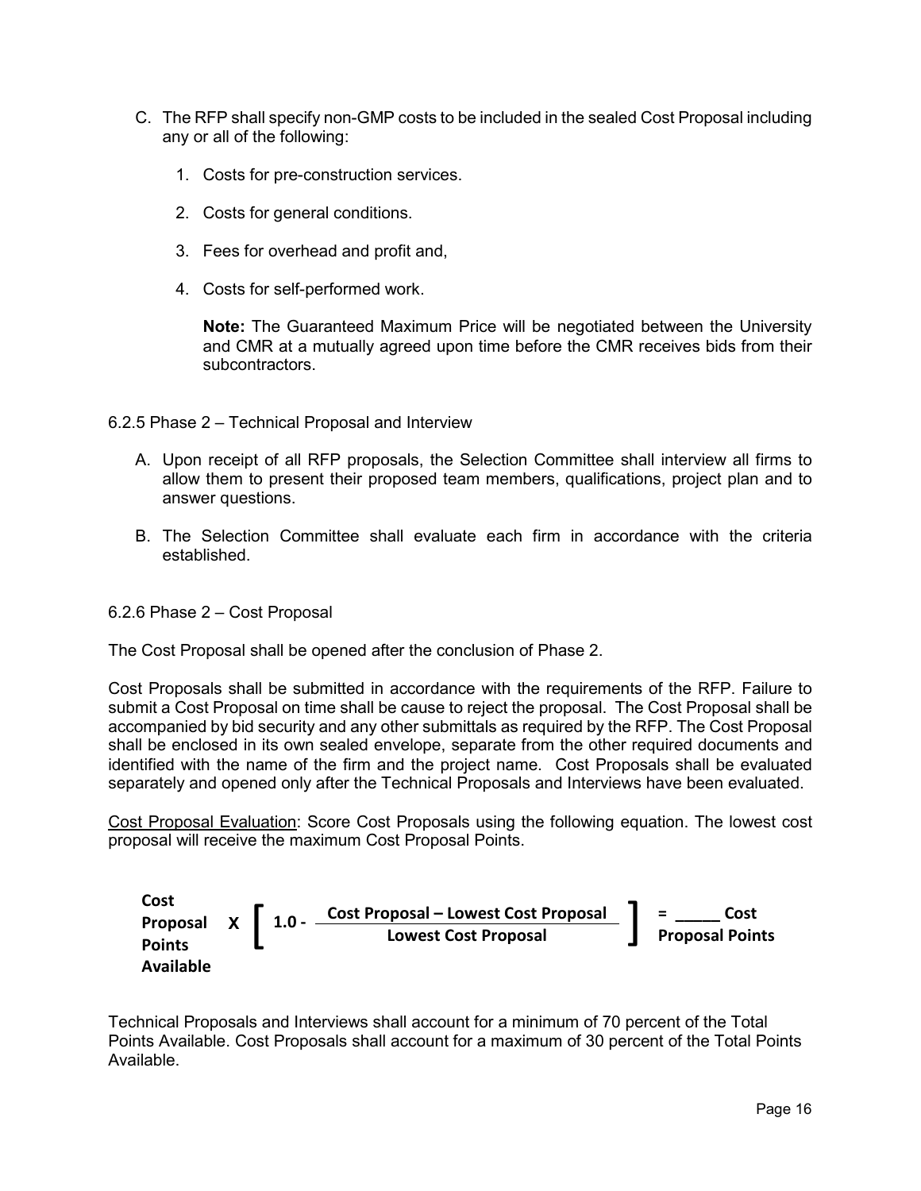C. The RFP shall specify non-GMP costs to be included in the sealed Cost Proposal including any or all of the following:

   1. Costs for pre-construction services.

   2. Costs for general conditions.

   3. Fees for overhead and profit and,

   4. Costs for self-performed work.

   **Note:** The Guaranteed Maximum Price will be negotiated between the University and CMR at a mutually agreed upon time before the CMR receives bids from their subcontractors.

6.2.5 Phase 2 – Technical Proposal and Interview

A. Upon receipt of all RFP proposals, the Selection Committee shall interview all firms to allow them to present their proposed team members, qualifications, project plan and to answer questions.

B. The Selection Committee shall evaluate each firm in accordance with the criteria established.

6.2.6 Phase 2 – Cost Proposal

The Cost Proposal shall be opened after the conclusion of Phase 2.

Cost Proposals shall be submitted in accordance with the requirements of the RFP. Failure to submit a Cost Proposal on time shall be cause to reject the proposal. The Cost Proposal shall be accompanied by bid security and any other submittals as required by the RFP. The Cost Proposal shall be enclosed in its own sealed envelope, separate from the other required documents and identified with the name of the firm and the project name. Cost Proposals shall be evaluated separately and opened only after the Technical Proposals and Interviews have been evaluated.

Cost Proposal Evaluation: Score Cost Proposals using the following equation. The lowest cost proposal will receive the maximum Cost Proposal Points.

$$\textbf{Cost Proposal Points Available} \times \left[ 1.0 - \frac{\textbf{Cost Proposal} - \textbf{Lowest Cost Proposal}}{\textbf{Lowest Cost Proposal}} \right] = \underline{\quad\quad} \textbf{ Cost Proposal Points}$$

Technical Proposals and Interviews shall account for a minimum of 70 percent of the Total Points Available. Cost Proposals shall account for a maximum of 30 percent of the Total Points Available.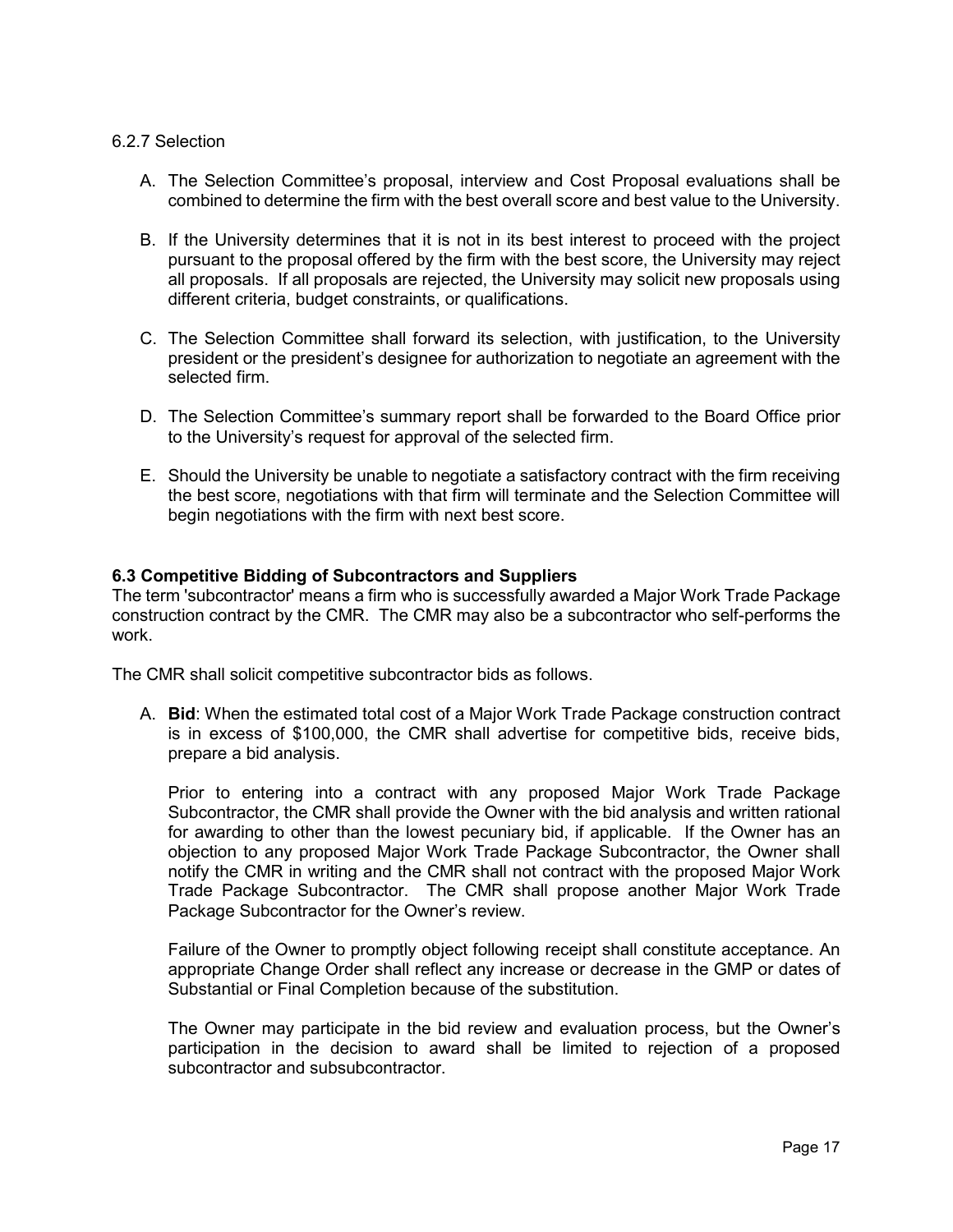6.2.7 Selection

A. The Selection Committee's proposal, interview and Cost Proposal evaluations shall be combined to determine the firm with the best overall score and best value to the University.

B. If the University determines that it is not in its best interest to proceed with the project pursuant to the proposal offered by the firm with the best score, the University may reject all proposals. If all proposals are rejected, the University may solicit new proposals using different criteria, budget constraints, or qualifications.

C. The Selection Committee shall forward its selection, with justification, to the University president or the president's designee for authorization to negotiate an agreement with the selected firm.

D. The Selection Committee's summary report shall be forwarded to the Board Office prior to the University's request for approval of the selected firm.

E. Should the University be unable to negotiate a satisfactory contract with the firm receiving the best score, negotiations with that firm will terminate and the Selection Committee will begin negotiations with the firm with next best score.

**6.3 Competitive Bidding of Subcontractors and Suppliers**

The term 'subcontractor' means a firm who is successfully awarded a Major Work Trade Package construction contract by the CMR. The CMR may also be a subcontractor who self-performs the work.

The CMR shall solicit competitive subcontractor bids as follows.

A. **Bid**: When the estimated total cost of a Major Work Trade Package construction contract is in excess of $100,000, the CMR shall advertise for competitive bids, receive bids, prepare a bid analysis.

   Prior to entering into a contract with any proposed Major Work Trade Package Subcontractor, the CMR shall provide the Owner with the bid analysis and written rational for awarding to other than the lowest pecuniary bid, if applicable. If the Owner has an objection to any proposed Major Work Trade Package Subcontractor, the Owner shall notify the CMR in writing and the CMR shall not contract with the proposed Major Work Trade Package Subcontractor. The CMR shall propose another Major Work Trade Package Subcontractor for the Owner's review.

   Failure of the Owner to promptly object following receipt shall constitute acceptance. An appropriate Change Order shall reflect any increase or decrease in the GMP or dates of Substantial or Final Completion because of the substitution.

   The Owner may participate in the bid review and evaluation process, but the Owner's participation in the decision to award shall be limited to rejection of a proposed subcontractor and subsubcontractor.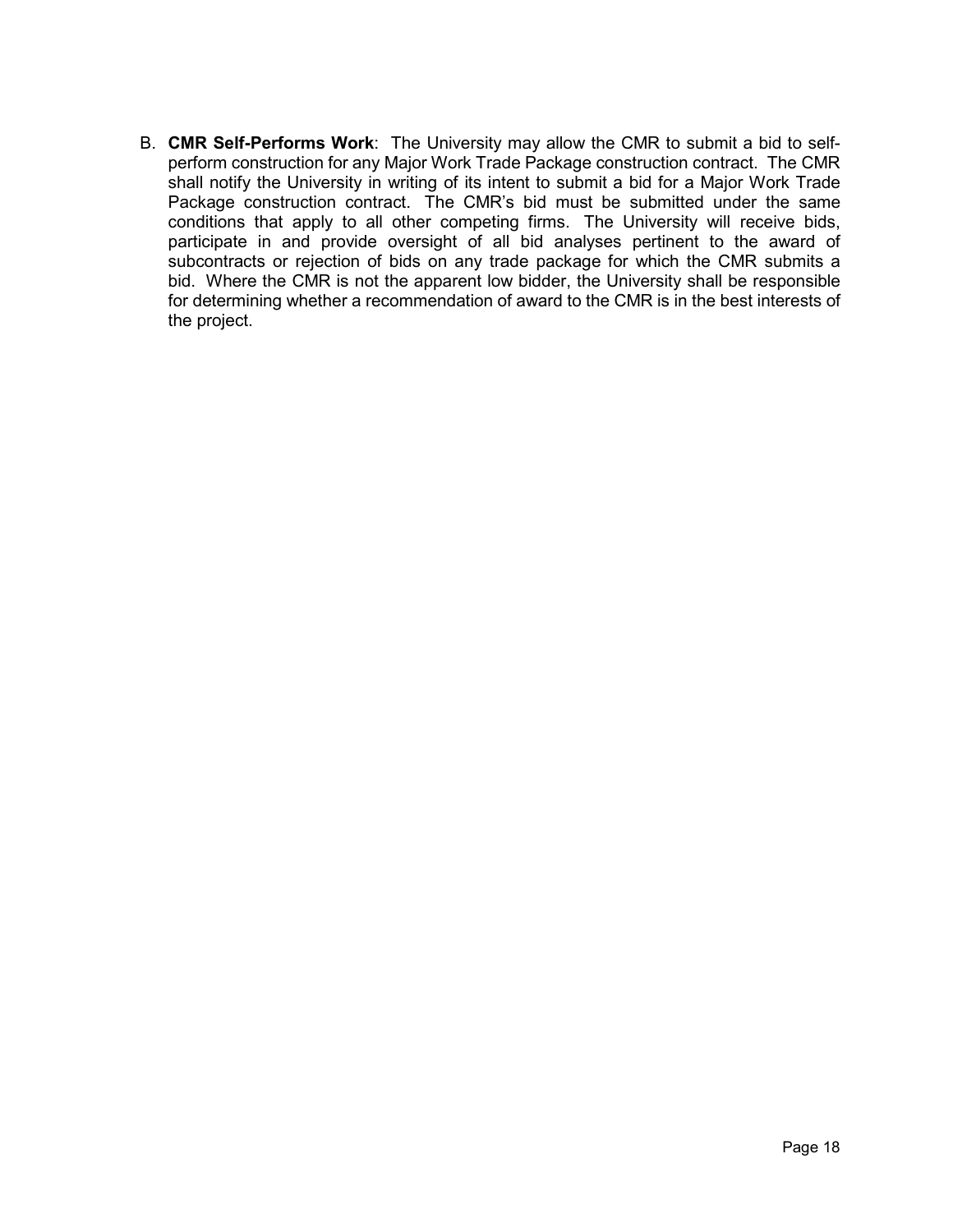B. **CMR Self-Performs Work**: The University may allow the CMR to submit a bid to self-perform construction for any Major Work Trade Package construction contract. The CMR shall notify the University in writing of its intent to submit a bid for a Major Work Trade Package construction contract. The CMR's bid must be submitted under the same conditions that apply to all other competing firms. The University will receive bids, participate in and provide oversight of all bid analyses pertinent to the award of subcontracts or rejection of bids on any trade package for which the CMR submits a bid. Where the CMR is not the apparent low bidder, the University shall be responsible for determining whether a recommendation of award to the CMR is in the best interests of the project.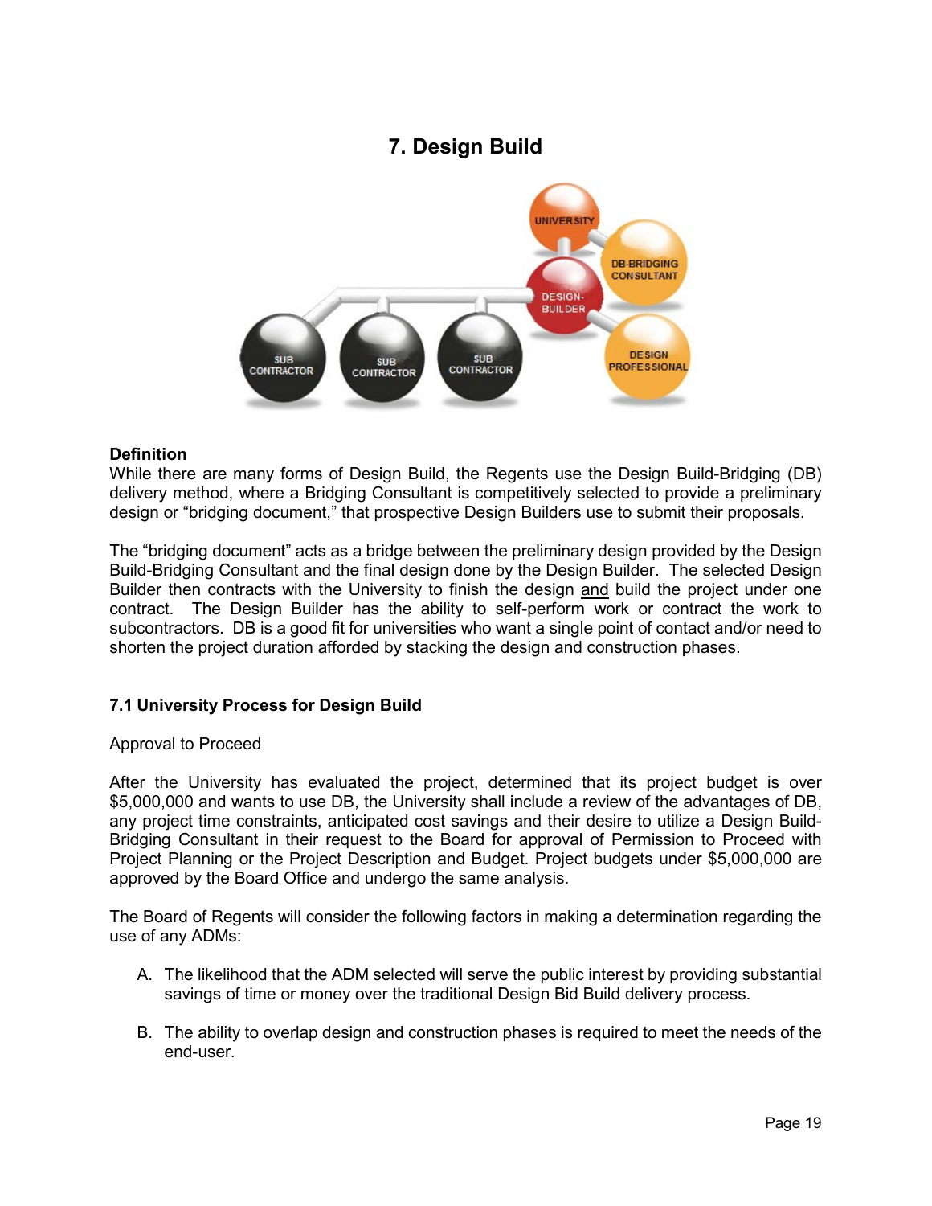# 7. Design Build

**Definition**

While there are many forms of Design Build, the Regents use the Design Build-Bridging (DB) delivery method, where a Bridging Consultant is competitively selected to provide a preliminary design or "bridging document," that prospective Design Builders use to submit their proposals.

The "bridging document" acts as a bridge between the preliminary design provided by the Design Build-Bridging Consultant and the final design done by the Design Builder. The selected Design Builder then contracts with the University to finish the design and build the project under one contract. The Design Builder has the ability to self-perform work or contract the work to subcontractors. DB is a good fit for universities who want a single point of contact and/or need to shorten the project duration afforded by stacking the design and construction phases.

### 7.1 University Process for Design Build

Approval to Proceed

After the University has evaluated the project, determined that its project budget is over $5,000,000 and wants to use DB, the University shall include a review of the advantages of DB, any project time constraints, anticipated cost savings and their desire to utilize a Design Build-Bridging Consultant in their request to the Board for approval of Permission to Proceed with Project Planning or the Project Description and Budget. Project budgets under $5,000,000 are approved by the Board Office and undergo the same analysis.

The Board of Regents will consider the following factors in making a determination regarding the use of any ADMs:

A. The likelihood that the ADM selected will serve the public interest by providing substantial savings of time or money over the traditional Design Bid Build delivery process.

B. The ability to overlap design and construction phases is required to meet the needs of the end-user.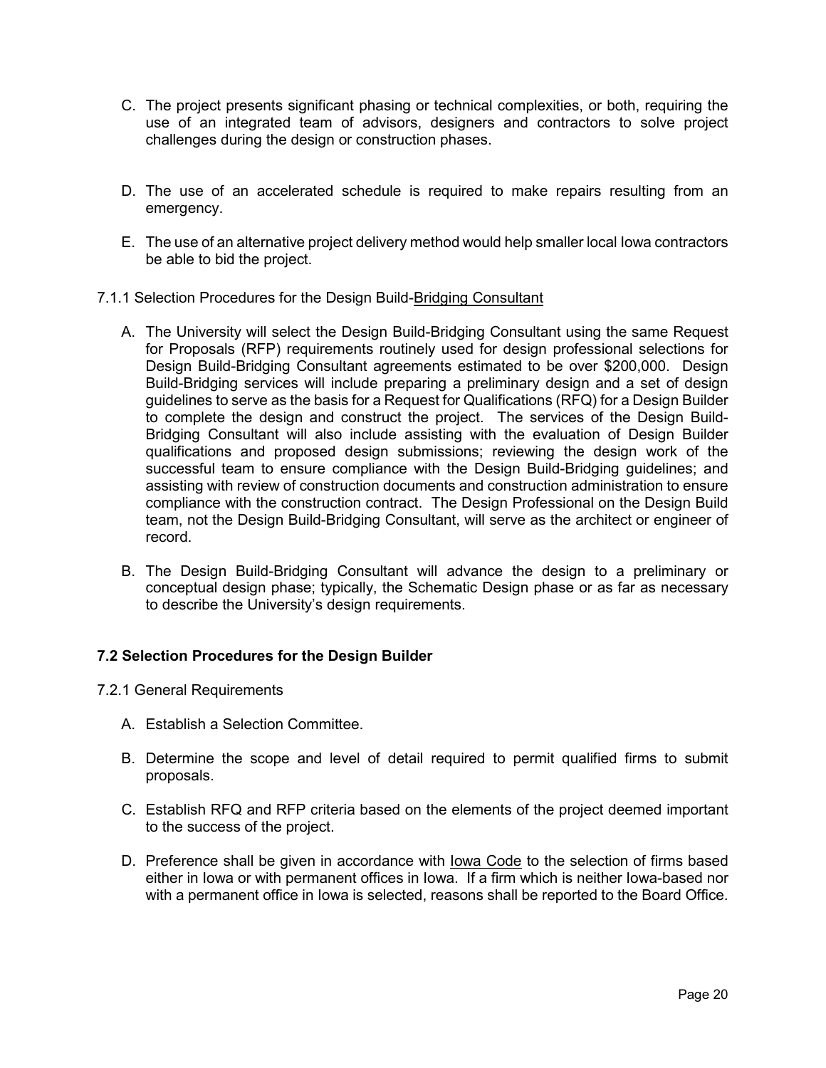C. The project presents significant phasing or technical complexities, or both, requiring the use of an integrated team of advisors, designers and contractors to solve project challenges during the design or construction phases.

D. The use of an accelerated schedule is required to make repairs resulting from an emergency.

E. The use of an alternative project delivery method would help smaller local Iowa contractors be able to bid the project.

7.1.1 Selection Procedures for the Design Build-Bridging Consultant

A. The University will select the Design Build-Bridging Consultant using the same Request for Proposals (RFP) requirements routinely used for design professional selections for Design Build-Bridging Consultant agreements estimated to be over $200,000. Design Build-Bridging services will include preparing a preliminary design and a set of design guidelines to serve as the basis for a Request for Qualifications (RFQ) for a Design Builder to complete the design and construct the project. The services of the Design Build-Bridging Consultant will also include assisting with the evaluation of Design Builder qualifications and proposed design submissions; reviewing the design work of the successful team to ensure compliance with the Design Build-Bridging guidelines; and assisting with review of construction documents and construction administration to ensure compliance with the construction contract. The Design Professional on the Design Build team, not the Design Build-Bridging Consultant, will serve as the architect or engineer of record.

B. The Design Build-Bridging Consultant will advance the design to a preliminary or conceptual design phase; typically, the Schematic Design phase or as far as necessary to describe the University's design requirements.

**7.2 Selection Procedures for the Design Builder**

7.2.1 General Requirements

A. Establish a Selection Committee.

B. Determine the scope and level of detail required to permit qualified firms to submit proposals.

C. Establish RFQ and RFP criteria based on the elements of the project deemed important to the success of the project.

D. Preference shall be given in accordance with Iowa Code to the selection of firms based either in Iowa or with permanent offices in Iowa. If a firm which is neither Iowa-based nor with a permanent office in Iowa is selected, reasons shall be reported to the Board Office.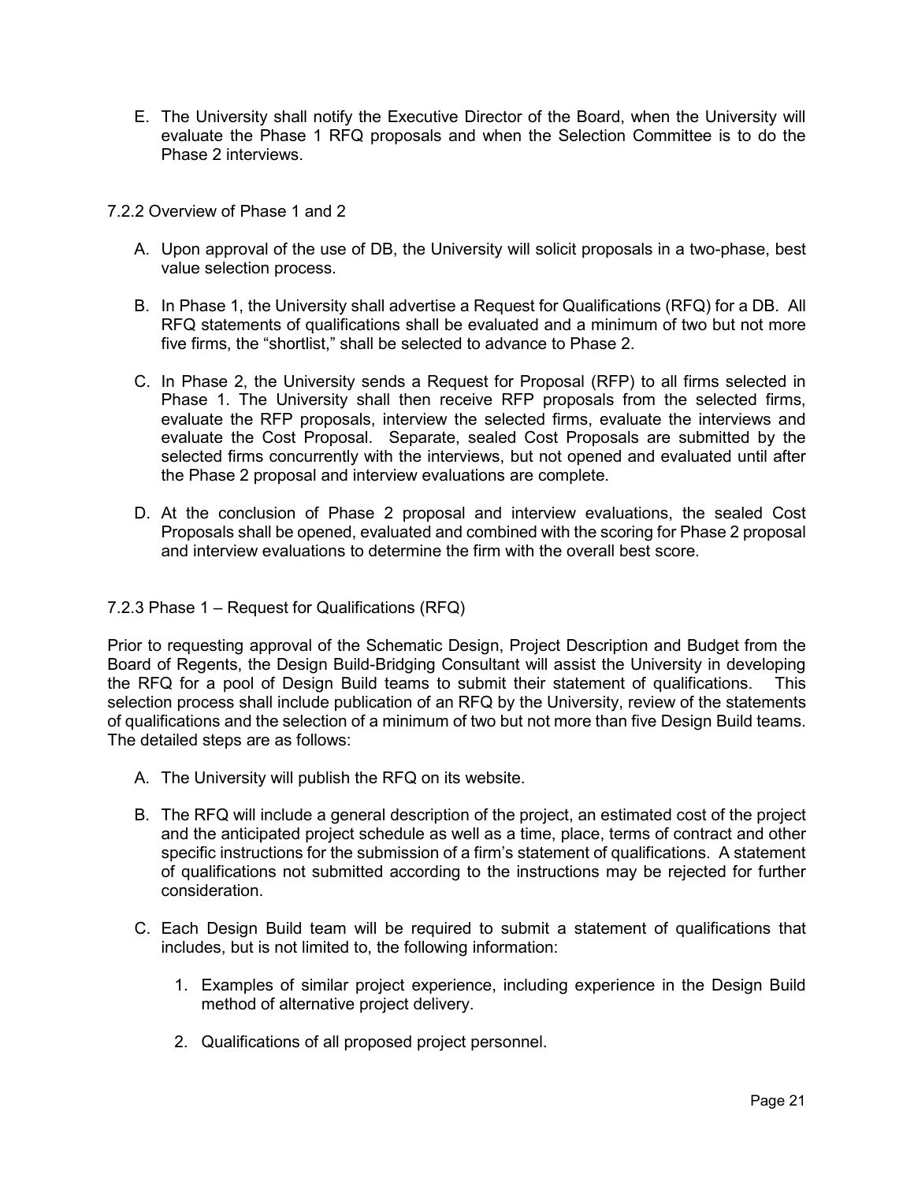E. The University shall notify the Executive Director of the Board, when the University will evaluate the Phase 1 RFQ proposals and when the Selection Committee is to do the Phase 2 interviews.

7.2.2 Overview of Phase 1 and 2

A. Upon approval of the use of DB, the University will solicit proposals in a two-phase, best value selection process.

B. In Phase 1, the University shall advertise a Request for Qualifications (RFQ) for a DB. All RFQ statements of qualifications shall be evaluated and a minimum of two but not more five firms, the "shortlist," shall be selected to advance to Phase 2.

C. In Phase 2, the University sends a Request for Proposal (RFP) to all firms selected in Phase 1. The University shall then receive RFP proposals from the selected firms, evaluate the RFP proposals, interview the selected firms, evaluate the interviews and evaluate the Cost Proposal. Separate, sealed Cost Proposals are submitted by the selected firms concurrently with the interviews, but not opened and evaluated until after the Phase 2 proposal and interview evaluations are complete.

D. At the conclusion of Phase 2 proposal and interview evaluations, the sealed Cost Proposals shall be opened, evaluated and combined with the scoring for Phase 2 proposal and interview evaluations to determine the firm with the overall best score.

7.2.3 Phase 1 – Request for Qualifications (RFQ)

Prior to requesting approval of the Schematic Design, Project Description and Budget from the Board of Regents, the Design Build-Bridging Consultant will assist the University in developing the RFQ for a pool of Design Build teams to submit their statement of qualifications. This selection process shall include publication of an RFQ by the University, review of the statements of qualifications and the selection of a minimum of two but not more than five Design Build teams. The detailed steps are as follows:

A. The University will publish the RFQ on its website.

B. The RFQ will include a general description of the project, an estimated cost of the project and the anticipated project schedule as well as a time, place, terms of contract and other specific instructions for the submission of a firm's statement of qualifications. A statement of qualifications not submitted according to the instructions may be rejected for further consideration.

C. Each Design Build team will be required to submit a statement of qualifications that includes, but is not limited to, the following information:

   1. Examples of similar project experience, including experience in the Design Build method of alternative project delivery.

   2. Qualifications of all proposed project personnel.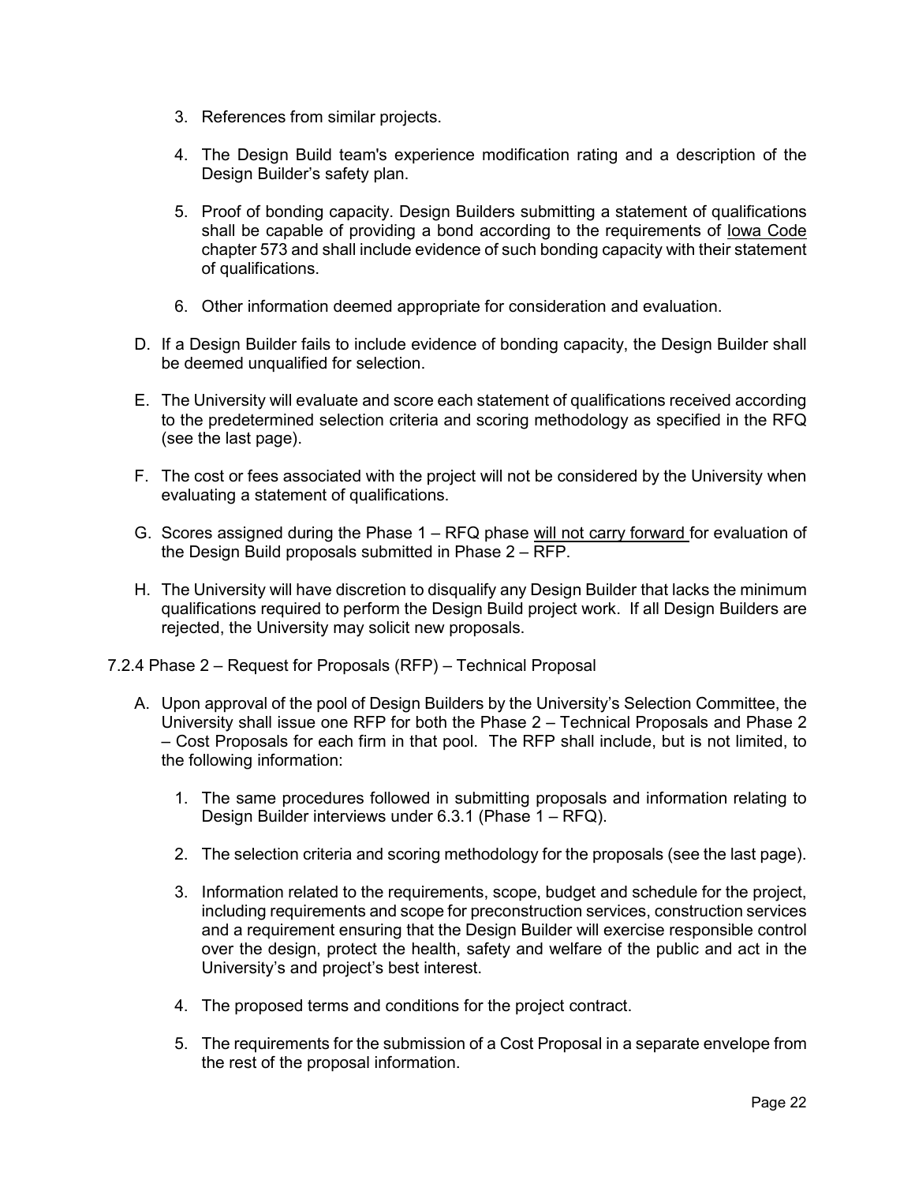3. References from similar projects.

4. The Design Build team's experience modification rating and a description of the Design Builder's safety plan.

5. Proof of bonding capacity. Design Builders submitting a statement of qualifications shall be capable of providing a bond according to the requirements of Iowa Code chapter 573 and shall include evidence of such bonding capacity with their statement of qualifications.

6. Other information deemed appropriate for consideration and evaluation.

D. If a Design Builder fails to include evidence of bonding capacity, the Design Builder shall be deemed unqualified for selection.

E. The University will evaluate and score each statement of qualifications received according to the predetermined selection criteria and scoring methodology as specified in the RFQ (see the last page).

F. The cost or fees associated with the project will not be considered by the University when evaluating a statement of qualifications.

G. Scores assigned during the Phase 1 – RFQ phase will not carry forward for evaluation of the Design Build proposals submitted in Phase 2 – RFP.

H. The University will have discretion to disqualify any Design Builder that lacks the minimum qualifications required to perform the Design Build project work. If all Design Builders are rejected, the University may solicit new proposals.

7.2.4 Phase 2 – Request for Proposals (RFP) – Technical Proposal

A. Upon approval of the pool of Design Builders by the University's Selection Committee, the University shall issue one RFP for both the Phase 2 – Technical Proposals and Phase 2 – Cost Proposals for each firm in that pool. The RFP shall include, but is not limited, to the following information:

1. The same procedures followed in submitting proposals and information relating to Design Builder interviews under 6.3.1 (Phase 1 – RFQ).

2. The selection criteria and scoring methodology for the proposals (see the last page).

3. Information related to the requirements, scope, budget and schedule for the project, including requirements and scope for preconstruction services, construction services and a requirement ensuring that the Design Builder will exercise responsible control over the design, protect the health, safety and welfare of the public and act in the University's and project's best interest.

4. The proposed terms and conditions for the project contract.

5. The requirements for the submission of a Cost Proposal in a separate envelope from the rest of the proposal information.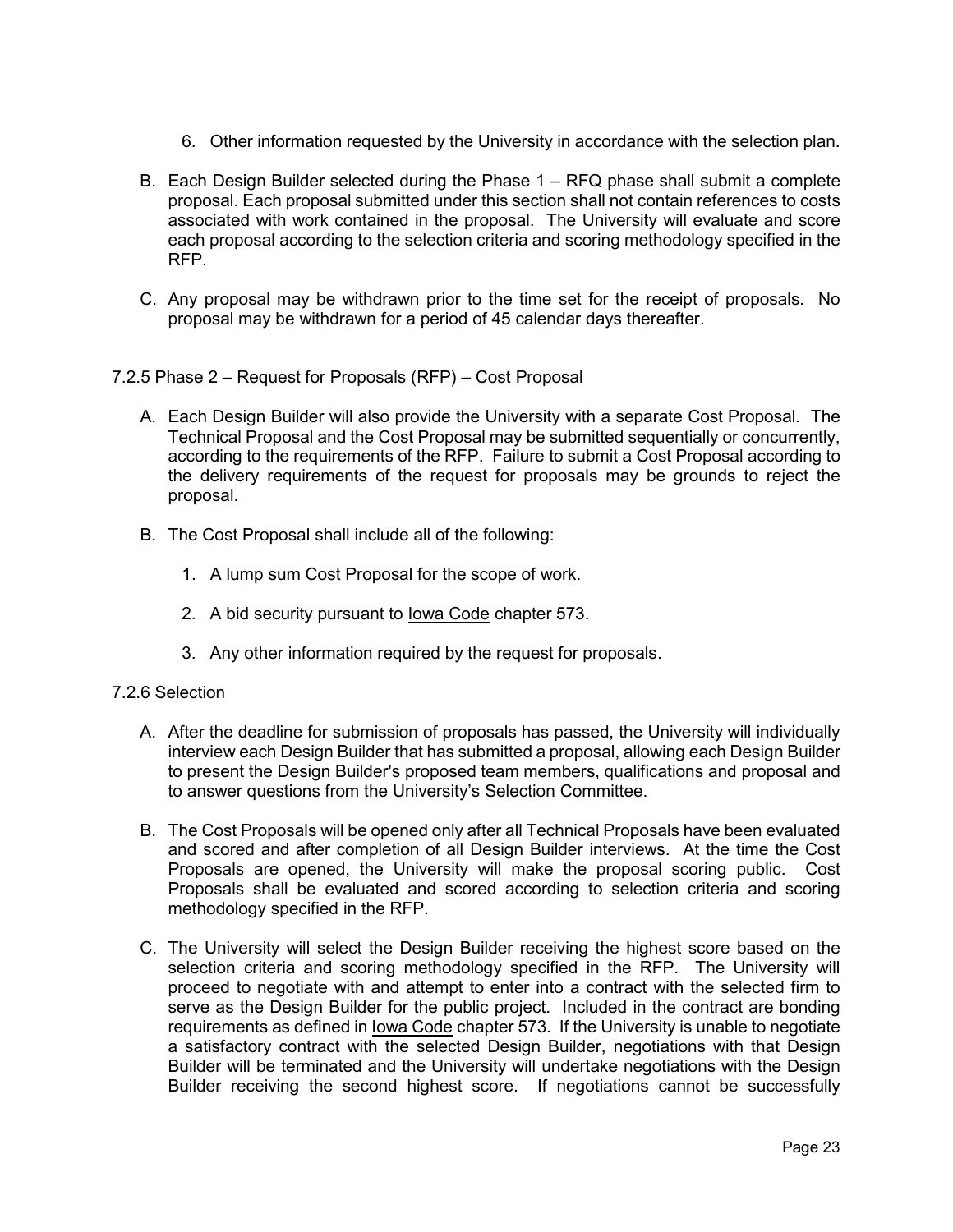6. Other information requested by the University in accordance with the selection plan.

B. Each Design Builder selected during the Phase 1 – RFQ phase shall submit a complete proposal. Each proposal submitted under this section shall not contain references to costs associated with work contained in the proposal. The University will evaluate and score each proposal according to the selection criteria and scoring methodology specified in the RFP.

C. Any proposal may be withdrawn prior to the time set for the receipt of proposals. No proposal may be withdrawn for a period of 45 calendar days thereafter.

7.2.5 Phase 2 – Request for Proposals (RFP) – Cost Proposal

A. Each Design Builder will also provide the University with a separate Cost Proposal. The Technical Proposal and the Cost Proposal may be submitted sequentially or concurrently, according to the requirements of the RFP. Failure to submit a Cost Proposal according to the delivery requirements of the request for proposals may be grounds to reject the proposal.

B. The Cost Proposal shall include all of the following:

1. A lump sum Cost Proposal for the scope of work.

2. A bid security pursuant to Iowa Code chapter 573.

3. Any other information required by the request for proposals.

7.2.6 Selection

A. After the deadline for submission of proposals has passed, the University will individually interview each Design Builder that has submitted a proposal, allowing each Design Builder to present the Design Builder's proposed team members, qualifications and proposal and to answer questions from the University's Selection Committee.

B. The Cost Proposals will be opened only after all Technical Proposals have been evaluated and scored and after completion of all Design Builder interviews. At the time the Cost Proposals are opened, the University will make the proposal scoring public. Cost Proposals shall be evaluated and scored according to selection criteria and scoring methodology specified in the RFP.

C. The University will select the Design Builder receiving the highest score based on the selection criteria and scoring methodology specified in the RFP. The University will proceed to negotiate with and attempt to enter into a contract with the selected firm to serve as the Design Builder for the public project. Included in the contract are bonding requirements as defined in Iowa Code chapter 573. If the University is unable to negotiate a satisfactory contract with the selected Design Builder, negotiations with that Design Builder will be terminated and the University will undertake negotiations with the Design Builder receiving the second highest score. If negotiations cannot be successfully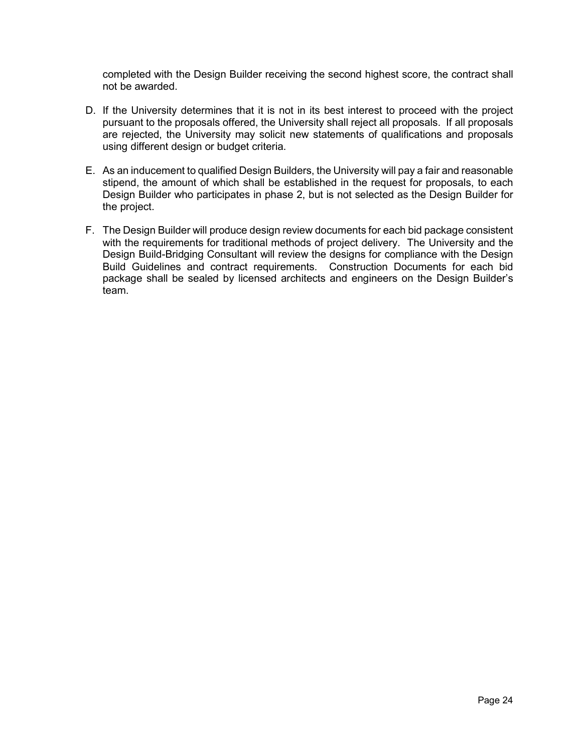completed with the Design Builder receiving the second highest score, the contract shall not be awarded.

D. If the University determines that it is not in its best interest to proceed with the project pursuant to the proposals offered, the University shall reject all proposals. If all proposals are rejected, the University may solicit new statements of qualifications and proposals using different design or budget criteria.

E. As an inducement to qualified Design Builders, the University will pay a fair and reasonable stipend, the amount of which shall be established in the request for proposals, to each Design Builder who participates in phase 2, but is not selected as the Design Builder for the project.

F. The Design Builder will produce design review documents for each bid package consistent with the requirements for traditional methods of project delivery. The University and the Design Build-Bridging Consultant will review the designs for compliance with the Design Build Guidelines and contract requirements. Construction Documents for each bid package shall be sealed by licensed architects and engineers on the Design Builder's team.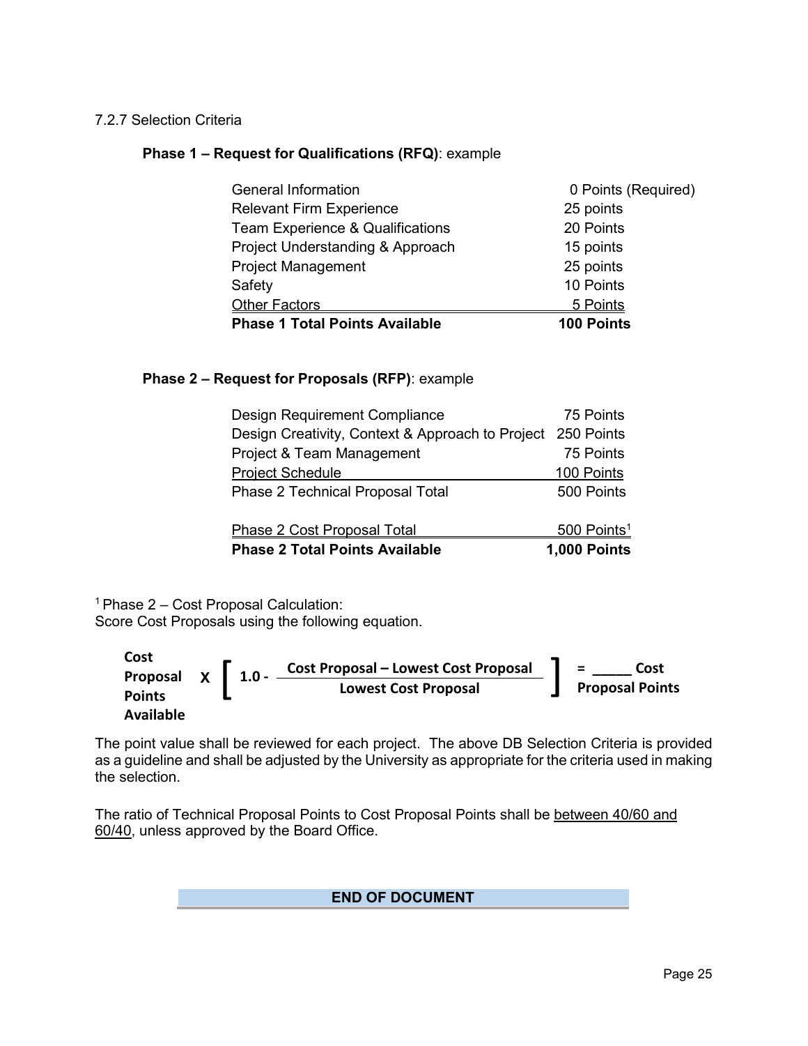7.2.7 Selection Criteria

**Phase 1 – Request for Qualifications (RFQ)**: example

| | |
|---|---|
| General Information | 0 Points (Required) |
| Relevant Firm Experience | 25 points |
| Team Experience & Qualifications | 20 Points |
| Project Understanding & Approach | 15 points |
| Project Management | 25 points |
| Safety | 10 Points |
| Other Factors | 5 Points |
| **Phase 1 Total Points Available** | **100 Points** |

**Phase 2 – Request for Proposals (RFP)**: example

| | |
|---|---|
| Design Requirement Compliance | 75 Points |
| Design Creativity, Context & Approach to Project | 250 Points |
| Project & Team Management | 75 Points |
| Project Schedule | 100 Points |
| Phase 2 Technical Proposal Total | 500 Points |
| Phase 2 Cost Proposal Total | 500 Points[1] |
| **Phase 2 Total Points Available** | **1,000 Points** |

[1] Phase 2 – Cost Proposal Calculation:
Score Cost Proposals using the following equation.

$$\text{Cost Proposal Points Available} \times \left[ 1.0 - \frac{\text{Cost Proposal} - \text{Lowest Cost Proposal}}{\text{Lowest Cost Proposal}} \right] = \underline{\quad\quad} \text{ Cost Proposal Points}$$

The point value shall be reviewed for each project. The above DB Selection Criteria is provided as a guideline and shall be adjusted by the University as appropriate for the criteria used in making the selection.

The ratio of Technical Proposal Points to Cost Proposal Points shall be between 40/60 and 60/40, unless approved by the Board Office.

**END OF DOCUMENT**